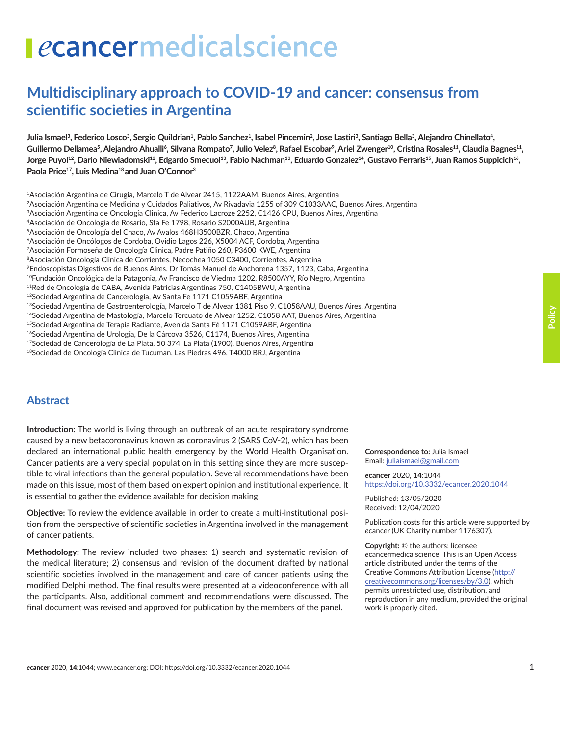# Multidisciplinary approach to COVID-19 and cancer: consensus from scientific societies in Argentina

**Julia Ismael[3], Federico Losco[3], Sergio Quildrian[1], Pablo Sanchez[1], Isabel Pincemin[2], Jose Lastiri[3], Santiago Bella[3], Alejandro Chinellato[4], Guillermo Dellamea[5], Alejandro Ahualli[6], Silvana Rompato[7], Julio Velez[8], Rafael Escobar[9], Ariel Zwenger[10], Cristina Rosales[11], Claudia Bagnes[11], Jorge Puyol[12], Dario Niewiadomski[12], Edgardo Smecuol[13], Fabio Nachman[13], Eduardo Gonzalez[14], Gustavo Ferraris[15], Juan Ramos Suppicich[16], Paola Price[17], Luis Medina[18] and Juan O'Connor[3]**

[1]Asociación Argentina de Cirugía, Marcelo T de Alvear 2415, 1122AAM, Buenos Aires, Argentina
[2]Asociación Argentina de Medicina y Cuidados Paliativos, Av Rivadavia 1255 of 309 C1033AAC, Buenos Aires, Argentina
[3]Asociación Argentina de Oncología Clinica, Av Federico Lacroze 2252, C1426 CPU, Buenos Aires, Argentina
[4]Asociación de Oncología de Rosario, Sta Fe 1798, Rosario S2000AUB, Argentina
[5]Asociación de Oncología del Chaco, Av Avalos 468H3500BZR, Chaco, Argentina
[6]Asociación de Oncólogos de Cordoba, Ovidio Lagos 226, X5004 ACF, Cordoba, Argentina
[7]Asociación Formoseña de Oncología Clinica, Padre Patiño 260, P3600 KWE, Argentina
[8]Asociación Oncología Clinica de Corrientes, Necochea 1050 C3400, Corrientes, Argentina
[9]Endoscopistas Digestivos de Buenos Aires, Dr Tomás Manuel de Anchorena 1357, 1123, Caba, Argentina
[10]Fundación Oncológica de la Patagonia, Av Francisco de Viedma 1202, R8500AYY, Río Negro, Argentina
[11]Red de Oncología de CABA, Avenida Patricias Argentinas 750, C1405BWU, Argentina
[12]Sociedad Argentina de Cancerología, Av Santa Fe 1171 C1059ABF, Argentina
[13]Sociedad Argentina de Gastroenterología, Marcelo T de Alvear 1381 Piso 9, C1058AAU, Buenos Aires, Argentina
[14]Sociedad Argentina de Mastología, Marcelo Torcuato de Alvear 1252, C1058 AAT, Buenos Aires, Argentina
[15]Sociedad Argentina de Terapia Radiante, Avenida Santa Fé 1171 C1059ABF, Argentina
[16]Sociedad Argentina de Urología, De la Cárcova 3526, C1174, Buenos Aires, Argentina
[17]Sociedad de Cancerología de La Plata, 50 374, La Plata (1900), Buenos Aires, Argentina
[18]Sociedad de Oncología Clinica de Tucuman, Las Piedras 496, T4000 BRJ, Argentina

## Abstract

**Introduction:** The world is living through an outbreak of an acute respiratory syndrome caused by a new betacoronavirus known as coronavirus 2 (SARS CoV-2), which has been declared an international public health emergency by the World Health Organisation. Cancer patients are a very special population in this setting since they are more susceptible to viral infections than the general population. Several recommendations have been made on this issue, most of them based on expert opinion and institutional experience. It is essential to gather the evidence available for decision making.

**Objective:** To review the evidence available in order to create a multi-institutional position from the perspective of scientific societies in Argentina involved in the management of cancer patients.

**Methodology:** The review included two phases: 1) search and systematic revision of the medical literature; 2) consensus and revision of the document drafted by national scientific societies involved in the management and care of cancer patients using the modified Delphi method. The final results were presented at a videoconference with all the participants. Also, additional comment and recommendations were discussed. The final document was revised and approved for publication by the members of the panel.

**Correspondence to:** Julia Ismael
Email: juliaismael@gmail.com

*e*cancer 2020, **14**:1044
https://doi.org/10.3332/ecancer.2020.1044

Published: 13/05/2020
Received: 12/04/2020

Publication costs for this article were supported by *e*cancer (UK Charity number 1176307).

**Copyright:** © the authors; licensee *e*cancermedicalscience. This is an Open Access article distributed under the terms of the Creative Commons Attribution License (http://creativecommons.org/licenses/by/3.0), which permits unrestricted use, distribution, and reproduction in any medium, provided the original work is properly cited.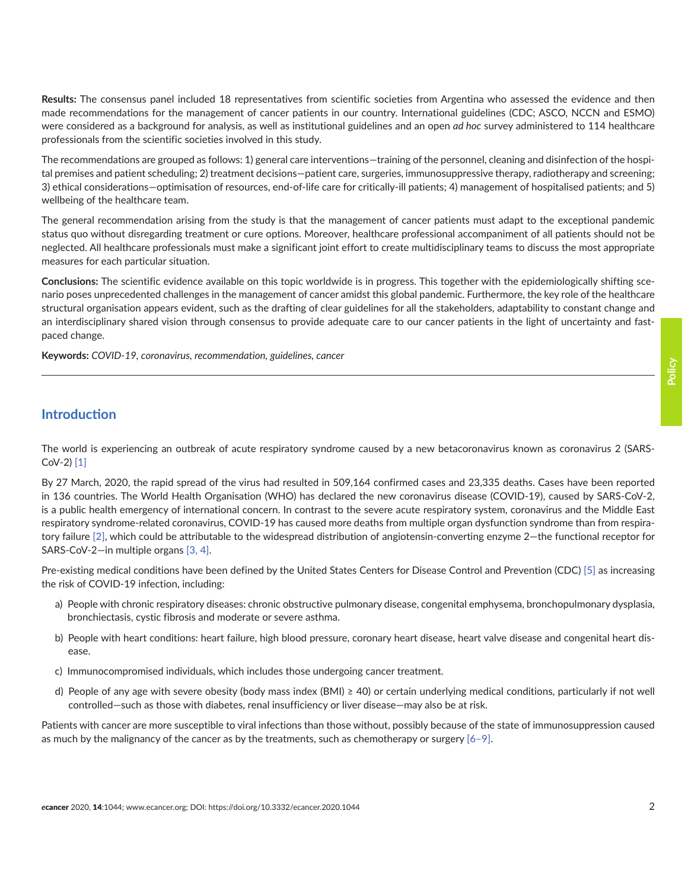**Results:** The consensus panel included 18 representatives from scientific societies from Argentina who assessed the evidence and then made recommendations for the management of cancer patients in our country. International guidelines (CDC; ASCO, NCCN and ESMO) were considered as a background for analysis, as well as institutional guidelines and an open *ad hoc* survey administered to 114 healthcare professionals from the scientific societies involved in this study.

The recommendations are grouped as follows: 1) general care interventions—training of the personnel, cleaning and disinfection of the hospital premises and patient scheduling; 2) treatment decisions—patient care, surgeries, immunosuppressive therapy, radiotherapy and screening; 3) ethical considerations—optimisation of resources, end-of-life care for critically-ill patients; 4) management of hospitalised patients; and 5) wellbeing of the healthcare team.

The general recommendation arising from the study is that the management of cancer patients must adapt to the exceptional pandemic status quo without disregarding treatment or cure options. Moreover, healthcare professional accompaniment of all patients should not be neglected. All healthcare professionals must make a significant joint effort to create multidisciplinary teams to discuss the most appropriate measures for each particular situation.

**Conclusions:** The scientific evidence available on this topic worldwide is in progress. This together with the epidemiologically shifting scenario poses unprecedented challenges in the management of cancer amidst this global pandemic. Furthermore, the key role of the healthcare structural organisation appears evident, such as the drafting of clear guidelines for all the stakeholders, adaptability to constant change and an interdisciplinary shared vision through consensus to provide adequate care to our cancer patients in the light of uncertainty and fast-paced change.

**Keywords:** *COVID-19, coronavirus, recommendation, guidelines, cancer*

## Introduction

The world is experiencing an outbreak of acute respiratory syndrome caused by a new betacoronavirus known as coronavirus 2 (SARS-CoV-2) [1]

By 27 March, 2020, the rapid spread of the virus had resulted in 509,164 confirmed cases and 23,335 deaths. Cases have been reported in 136 countries. The World Health Organisation (WHO) has declared the new coronavirus disease (COVID-19), caused by SARS-CoV-2, is a public health emergency of international concern. In contrast to the severe acute respiratory system, coronavirus and the Middle East respiratory syndrome-related coronavirus, COVID-19 has caused more deaths from multiple organ dysfunction syndrome than from respiratory failure [2], which could be attributable to the widespread distribution of angiotensin-converting enzyme 2—the functional receptor for SARS-CoV-2—in multiple organs [3, 4].

Pre-existing medical conditions have been defined by the United States Centers for Disease Control and Prevention (CDC) [5] as increasing the risk of COVID-19 infection, including:

a) People with chronic respiratory diseases: chronic obstructive pulmonary disease, congenital emphysema, bronchopulmonary dysplasia, bronchiectasis, cystic fibrosis and moderate or severe asthma.

b) People with heart conditions: heart failure, high blood pressure, coronary heart disease, heart valve disease and congenital heart disease.

c) Immunocompromised individuals, which includes those undergoing cancer treatment.

d) People of any age with severe obesity (body mass index (BMI) ≥ 40) or certain underlying medical conditions, particularly if not well controlled—such as those with diabetes, renal insufficiency or liver disease—may also be at risk.

Patients with cancer are more susceptible to viral infections than those without, possibly because of the state of immunosuppression caused as much by the malignancy of the cancer as by the treatments, such as chemotherapy or surgery [6–9].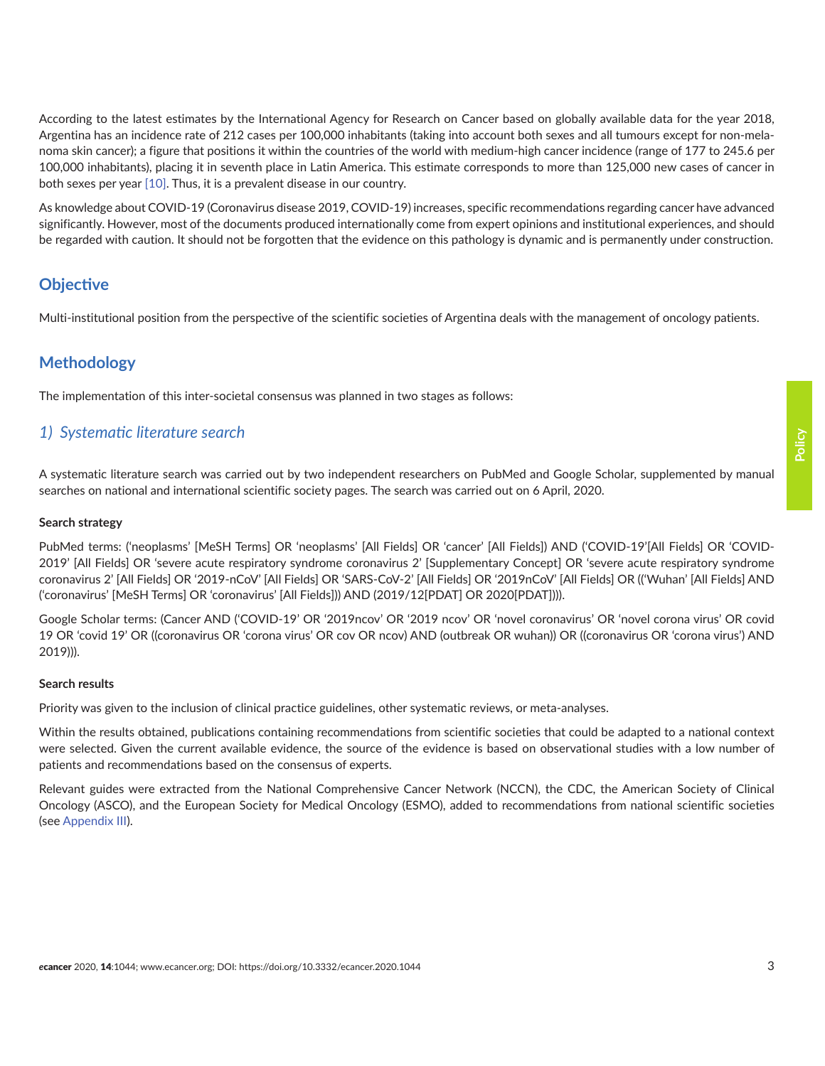According to the latest estimates by the International Agency for Research on Cancer based on globally available data for the year 2018, Argentina has an incidence rate of 212 cases per 100,000 inhabitants (taking into account both sexes and all tumours except for non-melanoma skin cancer); a figure that positions it within the countries of the world with medium-high cancer incidence (range of 177 to 245.6 per 100,000 inhabitants), placing it in seventh place in Latin America. This estimate corresponds to more than 125,000 new cases of cancer in both sexes per year [10]. Thus, it is a prevalent disease in our country.

As knowledge about COVID-19 (Coronavirus disease 2019, COVID-19) increases, specific recommendations regarding cancer have advanced significantly. However, most of the documents produced internationally come from expert opinions and institutional experiences, and should be regarded with caution. It should not be forgotten that the evidence on this pathology is dynamic and is permanently under construction.

## Objective

Multi-institutional position from the perspective of the scientific societies of Argentina deals with the management of oncology patients.

## Methodology

The implementation of this inter-societal consensus was planned in two stages as follows:

### *1) Systematic literature search*

A systematic literature search was carried out by two independent researchers on PubMed and Google Scholar, supplemented by manual searches on national and international scientific society pages. The search was carried out on 6 April, 2020.

#### Search strategy

PubMed terms: ('neoplasms' [MeSH Terms] OR 'neoplasms' [All Fields] OR 'cancer' [All Fields]) AND ('COVID-19'[All Fields] OR 'COVID-2019' [All Fields] OR 'severe acute respiratory syndrome coronavirus 2' [Supplementary Concept] OR 'severe acute respiratory syndrome coronavirus 2' [All Fields] OR '2019-nCoV' [All Fields] OR 'SARS-CoV-2' [All Fields] OR '2019nCoV' [All Fields] OR (('Wuhan' [All Fields] AND ('coronavirus' [MeSH Terms] OR 'coronavirus' [All Fields])) AND (2019/12[PDAT] OR 2020[PDAT]))).

Google Scholar terms: (Cancer AND ('COVID-19' OR '2019ncov' OR '2019 ncov' OR 'novel coronavirus' OR 'novel corona virus' OR covid 19 OR 'covid 19' OR ((coronavirus OR 'corona virus' OR cov OR ncov) AND (outbreak OR wuhan)) OR ((coronavirus OR 'corona virus') AND 2019))).

#### Search results

Priority was given to the inclusion of clinical practice guidelines, other systematic reviews, or meta-analyses.

Within the results obtained, publications containing recommendations from scientific societies that could be adapted to a national context were selected. Given the current available evidence, the source of the evidence is based on observational studies with a low number of patients and recommendations based on the consensus of experts.

Relevant guides were extracted from the National Comprehensive Cancer Network (NCCN), the CDC, the American Society of Clinical Oncology (ASCO), and the European Society for Medical Oncology (ESMO), added to recommendations from national scientific societies (see Appendix III).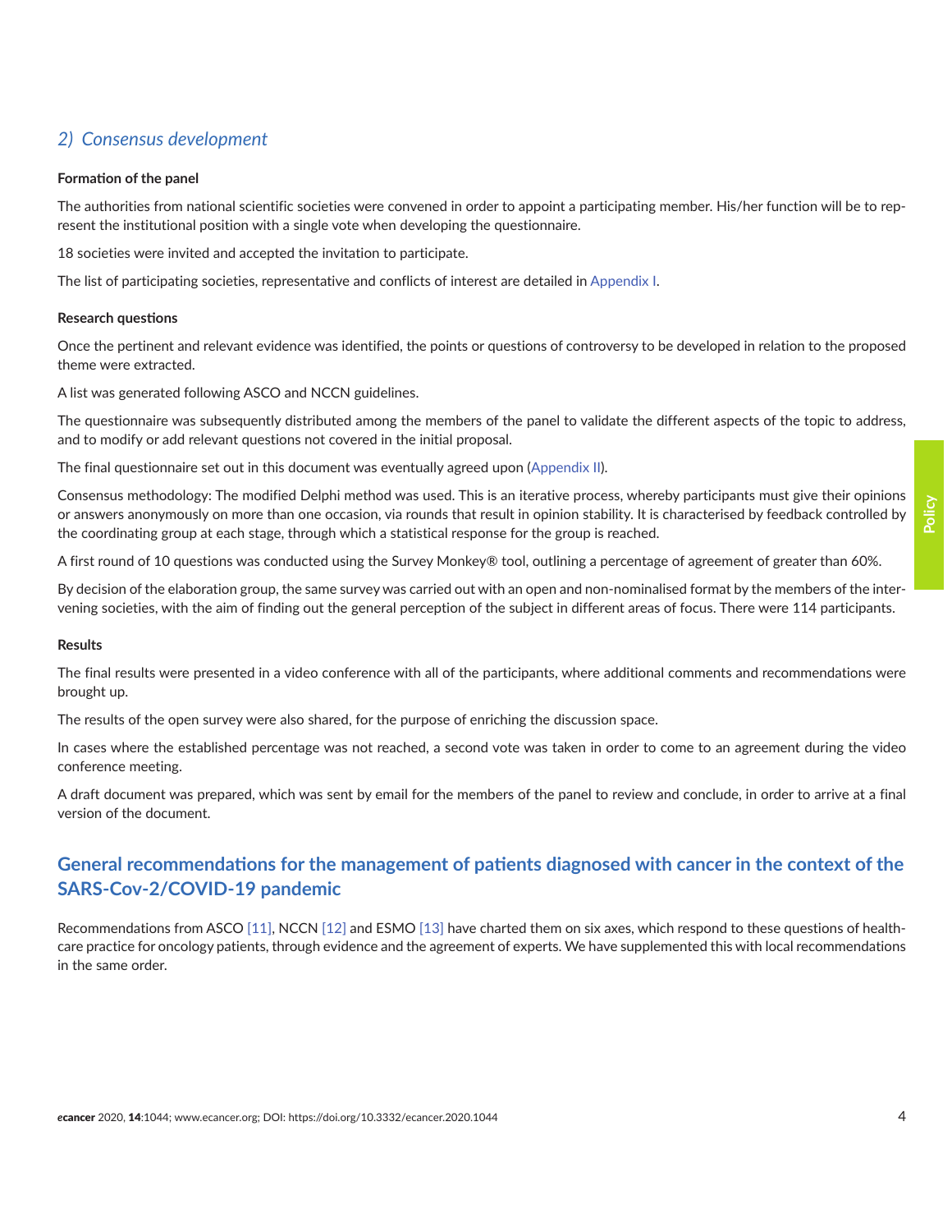## *2) Consensus development*

**Formation of the panel**

The authorities from national scientific societies were convened in order to appoint a participating member. His/her function will be to represent the institutional position with a single vote when developing the questionnaire.

18 societies were invited and accepted the invitation to participate.

The list of participating societies, representative and conflicts of interest are detailed in Appendix I.

**Research questions**

Once the pertinent and relevant evidence was identified, the points or questions of controversy to be developed in relation to the proposed theme were extracted.

A list was generated following ASCO and NCCN guidelines.

The questionnaire was subsequently distributed among the members of the panel to validate the different aspects of the topic to address, and to modify or add relevant questions not covered in the initial proposal.

The final questionnaire set out in this document was eventually agreed upon (Appendix II).

Consensus methodology: The modified Delphi method was used. This is an iterative process, whereby participants must give their opinions or answers anonymously on more than one occasion, via rounds that result in opinion stability. It is characterised by feedback controlled by the coordinating group at each stage, through which a statistical response for the group is reached.

A first round of 10 questions was conducted using the Survey Monkey® tool, outlining a percentage of agreement of greater than 60%.

By decision of the elaboration group, the same survey was carried out with an open and non-nominalised format by the members of the intervening societies, with the aim of finding out the general perception of the subject in different areas of focus. There were 114 participants.

**Results**

The final results were presented in a video conference with all of the participants, where additional comments and recommendations were brought up.

The results of the open survey were also shared, for the purpose of enriching the discussion space.

In cases where the established percentage was not reached, a second vote was taken in order to come to an agreement during the video conference meeting.

A draft document was prepared, which was sent by email for the members of the panel to review and conclude, in order to arrive at a final version of the document.

## General recommendations for the management of patients diagnosed with cancer in the context of the SARS-Cov-2/COVID-19 pandemic

Recommendations from ASCO [11], NCCN [12] and ESMO [13] have charted them on six axes, which respond to these questions of healthcare practice for oncology patients, through evidence and the agreement of experts. We have supplemented this with local recommendations in the same order.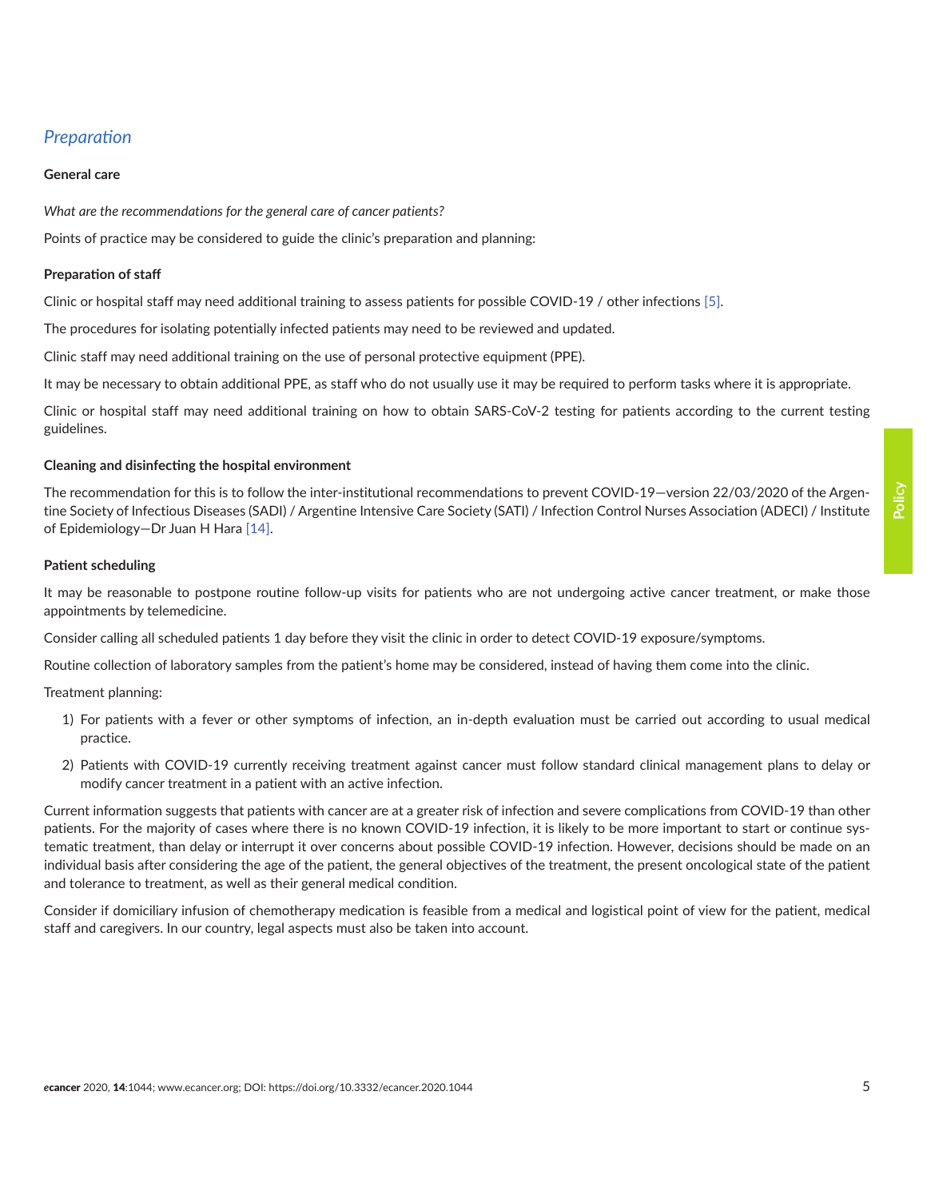## *Preparation*

### General care

*What are the recommendations for the general care of cancer patients?*

Points of practice may be considered to guide the clinic's preparation and planning:

#### Preparation of staff

Clinic or hospital staff may need additional training to assess patients for possible COVID-19 / other infections [5].

The procedures for isolating potentially infected patients may need to be reviewed and updated.

Clinic staff may need additional training on the use of personal protective equipment (PPE).

It may be necessary to obtain additional PPE, as staff who do not usually use it may be required to perform tasks where it is appropriate.

Clinic or hospital staff may need additional training on how to obtain SARS-CoV-2 testing for patients according to the current testing guidelines.

#### Cleaning and disinfecting the hospital environment

The recommendation for this is to follow the inter-institutional recommendations to prevent COVID-19—version 22/03/2020 of the Argentine Society of Infectious Diseases (SADI) / Argentine Intensive Care Society (SATI) / Infection Control Nurses Association (ADECI) / Institute of Epidemiology—Dr Juan H Hara [14].

#### Patient scheduling

It may be reasonable to postpone routine follow-up visits for patients who are not undergoing active cancer treatment, or make those appointments by telemedicine.

Consider calling all scheduled patients 1 day before they visit the clinic in order to detect COVID-19 exposure/symptoms.

Routine collection of laboratory samples from the patient's home may be considered, instead of having them come into the clinic.

Treatment planning:

1) For patients with a fever or other symptoms of infection, an in-depth evaluation must be carried out according to usual medical practice.
2) Patients with COVID-19 currently receiving treatment against cancer must follow standard clinical management plans to delay or modify cancer treatment in a patient with an active infection.

Current information suggests that patients with cancer are at a greater risk of infection and severe complications from COVID-19 than other patients. For the majority of cases where there is no known COVID-19 infection, it is likely to be more important to start or continue systematic treatment, than delay or interrupt it over concerns about possible COVID-19 infection. However, decisions should be made on an individual basis after considering the age of the patient, the general objectives of the treatment, the present oncological state of the patient and tolerance to treatment, as well as their general medical condition.

Consider if domiciliary infusion of chemotherapy medication is feasible from a medical and logistical point of view for the patient, medical staff and caregivers. In our country, legal aspects must also be taken into account.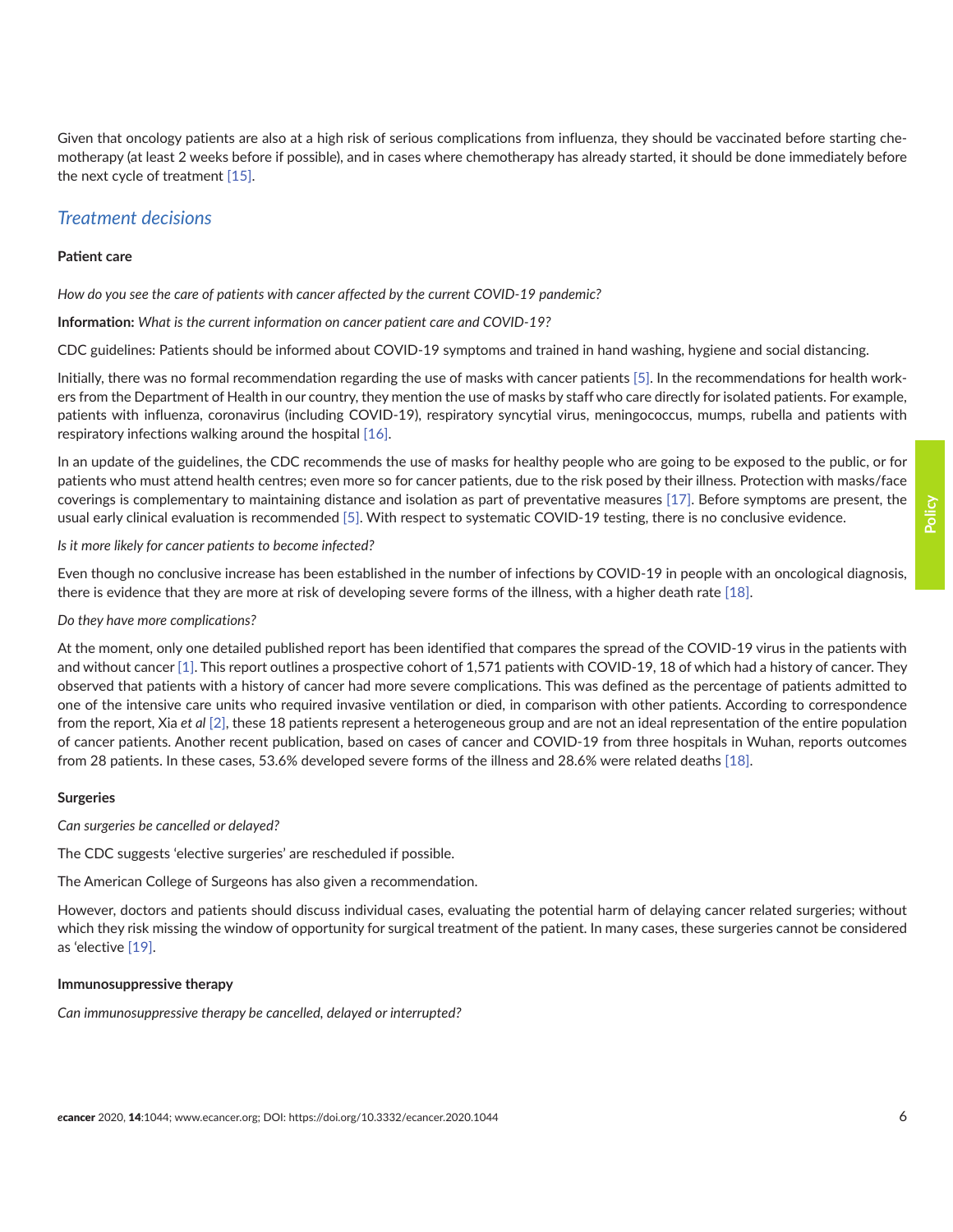Given that oncology patients are also at a high risk of serious complications from influenza, they should be vaccinated before starting chemotherapy (at least 2 weeks before if possible), and in cases where chemotherapy has already started, it should be done immediately before the next cycle of treatment [15].

## *Treatment decisions*

**Patient care**

*How do you see the care of patients with cancer affected by the current COVID-19 pandemic?*

**Information:** *What is the current information on cancer patient care and COVID-19?*

CDC guidelines: Patients should be informed about COVID-19 symptoms and trained in hand washing, hygiene and social distancing.

Initially, there was no formal recommendation regarding the use of masks with cancer patients [5]. In the recommendations for health workers from the Department of Health in our country, they mention the use of masks by staff who care directly for isolated patients. For example, patients with influenza, coronavirus (including COVID-19), respiratory syncytial virus, meningococcus, mumps, rubella and patients with respiratory infections walking around the hospital [16].

In an update of the guidelines, the CDC recommends the use of masks for healthy people who are going to be exposed to the public, or for patients who must attend health centres; even more so for cancer patients, due to the risk posed by their illness. Protection with masks/face coverings is complementary to maintaining distance and isolation as part of preventative measures [17]. Before symptoms are present, the usual early clinical evaluation is recommended [5]. With respect to systematic COVID-19 testing, there is no conclusive evidence.

*Is it more likely for cancer patients to become infected?*

Even though no conclusive increase has been established in the number of infections by COVID-19 in people with an oncological diagnosis, there is evidence that they are more at risk of developing severe forms of the illness, with a higher death rate [18].

*Do they have more complications?*

At the moment, only one detailed published report has been identified that compares the spread of the COVID-19 virus in the patients with and without cancer [1]. This report outlines a prospective cohort of 1,571 patients with COVID-19, 18 of which had a history of cancer. They observed that patients with a history of cancer had more severe complications. This was defined as the percentage of patients admitted to one of the intensive care units who required invasive ventilation or died, in comparison with other patients. According to correspondence from the report, Xia *et al* [2], these 18 patients represent a heterogeneous group and are not an ideal representation of the entire population of cancer patients. Another recent publication, based on cases of cancer and COVID-19 from three hospitals in Wuhan, reports outcomes from 28 patients. In these cases, 53.6% developed severe forms of the illness and 28.6% were related deaths [18].

**Surgeries**

*Can surgeries be cancelled or delayed?*

The CDC suggests 'elective surgeries' are rescheduled if possible.

The American College of Surgeons has also given a recommendation.

However, doctors and patients should discuss individual cases, evaluating the potential harm of delaying cancer related surgeries; without which they risk missing the window of opportunity for surgical treatment of the patient. In many cases, these surgeries cannot be considered as 'elective [19].

**Immunosuppressive therapy**

*Can immunosuppressive therapy be cancelled, delayed or interrupted?*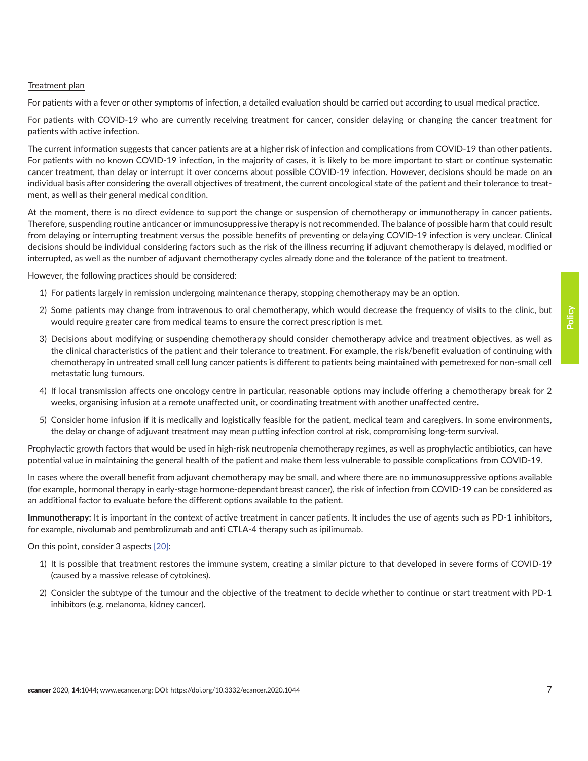Treatment plan

For patients with a fever or other symptoms of infection, a detailed evaluation should be carried out according to usual medical practice.

For patients with COVID-19 who are currently receiving treatment for cancer, consider delaying or changing the cancer treatment for patients with active infection.

The current information suggests that cancer patients are at a higher risk of infection and complications from COVID-19 than other patients. For patients with no known COVID-19 infection, in the majority of cases, it is likely to be more important to start or continue systematic cancer treatment, than delay or interrupt it over concerns about possible COVID-19 infection. However, decisions should be made on an individual basis after considering the overall objectives of treatment, the current oncological state of the patient and their tolerance to treatment, as well as their general medical condition.

At the moment, there is no direct evidence to support the change or suspension of chemotherapy or immunotherapy in cancer patients. Therefore, suspending routine anticancer or immunosuppressive therapy is not recommended. The balance of possible harm that could result from delaying or interrupting treatment versus the possible benefits of preventing or delaying COVID-19 infection is very unclear. Clinical decisions should be individual considering factors such as the risk of the illness recurring if adjuvant chemotherapy is delayed, modified or interrupted, as well as the number of adjuvant chemotherapy cycles already done and the tolerance of the patient to treatment.

However, the following practices should be considered:

1) For patients largely in remission undergoing maintenance therapy, stopping chemotherapy may be an option.
2) Some patients may change from intravenous to oral chemotherapy, which would decrease the frequency of visits to the clinic, but would require greater care from medical teams to ensure the correct prescription is met.
3) Decisions about modifying or suspending chemotherapy should consider chemotherapy advice and treatment objectives, as well as the clinical characteristics of the patient and their tolerance to treatment. For example, the risk/benefit evaluation of continuing with chemotherapy in untreated small cell lung cancer patients is different to patients being maintained with pemetrexed for non-small cell metastatic lung tumours.
4) If local transmission affects one oncology centre in particular, reasonable options may include offering a chemotherapy break for 2 weeks, organising infusion at a remote unaffected unit, or coordinating treatment with another unaffected centre.
5) Consider home infusion if it is medically and logistically feasible for the patient, medical team and caregivers. In some environments, the delay or change of adjuvant treatment may mean putting infection control at risk, compromising long-term survival.

Prophylactic growth factors that would be used in high-risk neutropenia chemotherapy regimes, as well as prophylactic antibiotics, can have potential value in maintaining the general health of the patient and make them less vulnerable to possible complications from COVID-19.

In cases where the overall benefit from adjuvant chemotherapy may be small, and where there are no immunosuppressive options available (for example, hormonal therapy in early-stage hormone-dependant breast cancer), the risk of infection from COVID-19 can be considered as an additional factor to evaluate before the different options available to the patient.

**Immunotherapy:** It is important in the context of active treatment in cancer patients. It includes the use of agents such as PD-1 inhibitors, for example, nivolumab and pembrolizumab and anti CTLA-4 therapy such as ipilimumab.

On this point, consider 3 aspects [20]:

1) It is possible that treatment restores the immune system, creating a similar picture to that developed in severe forms of COVID-19 (caused by a massive release of cytokines).
2) Consider the subtype of the tumour and the objective of the treatment to decide whether to continue or start treatment with PD-1 inhibitors (e.g. melanoma, kidney cancer).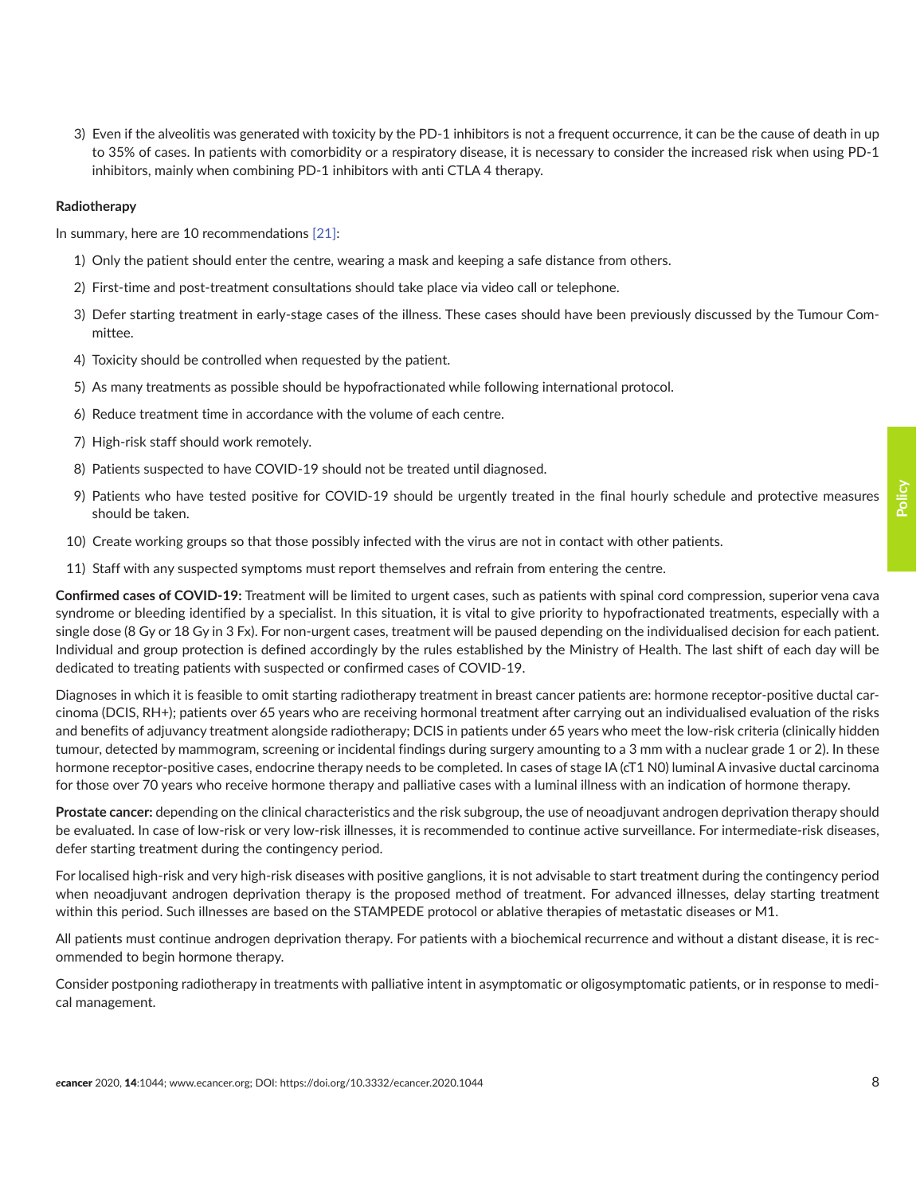3) Even if the alveolitis was generated with toxicity by the PD-1 inhibitors is not a frequent occurrence, it can be the cause of death in up to 35% of cases. In patients with comorbidity or a respiratory disease, it is necessary to consider the increased risk when using PD-1 inhibitors, mainly when combining PD-1 inhibitors with anti CTLA 4 therapy.

**Radiotherapy**

In summary, here are 10 recommendations [21]:

1) Only the patient should enter the centre, wearing a mask and keeping a safe distance from others.
2) First-time and post-treatment consultations should take place via video call or telephone.
3) Defer starting treatment in early-stage cases of the illness. These cases should have been previously discussed by the Tumour Committee.
4) Toxicity should be controlled when requested by the patient.
5) As many treatments as possible should be hypofractionated while following international protocol.
6) Reduce treatment time in accordance with the volume of each centre.
7) High-risk staff should work remotely.
8) Patients suspected to have COVID-19 should not be treated until diagnosed.
9) Patients who have tested positive for COVID-19 should be urgently treated in the final hourly schedule and protective measures should be taken.
10) Create working groups so that those possibly infected with the virus are not in contact with other patients.
11) Staff with any suspected symptoms must report themselves and refrain from entering the centre.

**Confirmed cases of COVID-19:** Treatment will be limited to urgent cases, such as patients with spinal cord compression, superior vena cava syndrome or bleeding identified by a specialist. In this situation, it is vital to give priority to hypofractionated treatments, especially with a single dose (8 Gy or 18 Gy in 3 Fx). For non-urgent cases, treatment will be paused depending on the individualised decision for each patient. Individual and group protection is defined accordingly by the rules established by the Ministry of Health. The last shift of each day will be dedicated to treating patients with suspected or confirmed cases of COVID-19.

Diagnoses in which it is feasible to omit starting radiotherapy treatment in breast cancer patients are: hormone receptor-positive ductal carcinoma (DCIS, RH+); patients over 65 years who are receiving hormonal treatment after carrying out an individualised evaluation of the risks and benefits of adjuvancy treatment alongside radiotherapy; DCIS in patients under 65 years who meet the low-risk criteria (clinically hidden tumour, detected by mammogram, screening or incidental findings during surgery amounting to a 3 mm with a nuclear grade 1 or 2). In these hormone receptor-positive cases, endocrine therapy needs to be completed. In cases of stage IA (cT1 N0) luminal A invasive ductal carcinoma for those over 70 years who receive hormone therapy and palliative cases with a luminal illness with an indication of hormone therapy.

**Prostate cancer:** depending on the clinical characteristics and the risk subgroup, the use of neoadjuvant androgen deprivation therapy should be evaluated. In case of low-risk or very low-risk illnesses, it is recommended to continue active surveillance. For intermediate-risk diseases, defer starting treatment during the contingency period.

For localised high-risk and very high-risk diseases with positive ganglions, it is not advisable to start treatment during the contingency period when neoadjuvant androgen deprivation therapy is the proposed method of treatment. For advanced illnesses, delay starting treatment within this period. Such illnesses are based on the STAMPEDE protocol or ablative therapies of metastatic diseases or M1.

All patients must continue androgen deprivation therapy. For patients with a biochemical recurrence and without a distant disease, it is recommended to begin hormone therapy.

Consider postponing radiotherapy in treatments with palliative intent in asymptomatic or oligosymptomatic patients, or in response to medical management.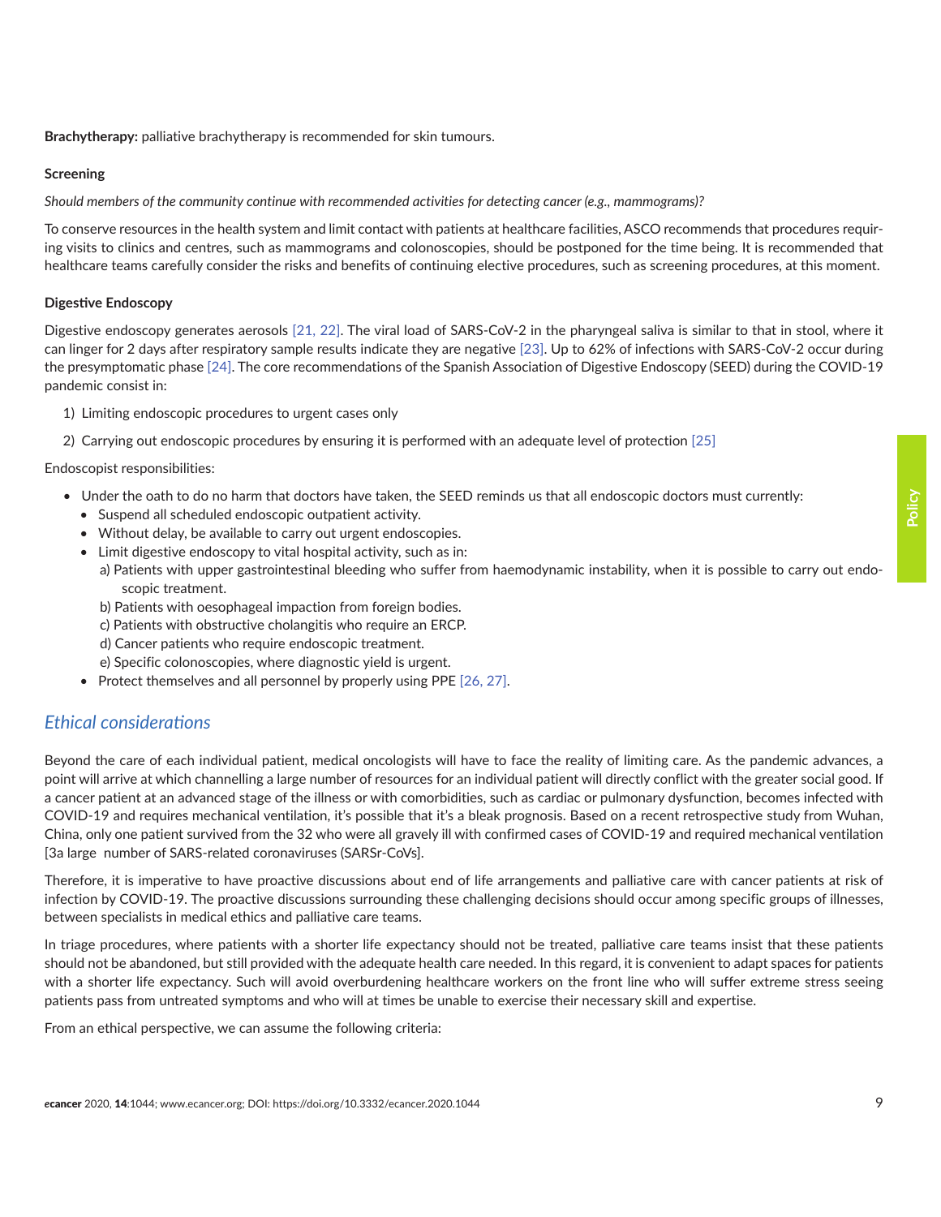**Brachytherapy:** palliative brachytherapy is recommended for skin tumours.

**Screening**

*Should members of the community continue with recommended activities for detecting cancer (e.g., mammograms)?*

To conserve resources in the health system and limit contact with patients at healthcare facilities, ASCO recommends that procedures requiring visits to clinics and centres, such as mammograms and colonoscopies, should be postponed for the time being. It is recommended that healthcare teams carefully consider the risks and benefits of continuing elective procedures, such as screening procedures, at this moment.

**Digestive Endoscopy**

Digestive endoscopy generates aerosols [21, 22]. The viral load of SARS-CoV-2 in the pharyngeal saliva is similar to that in stool, where it can linger for 2 days after respiratory sample results indicate they are negative [23]. Up to 62% of infections with SARS-CoV-2 occur during the presymptomatic phase [24]. The core recommendations of the Spanish Association of Digestive Endoscopy (SEED) during the COVID-19 pandemic consist in:

1) Limiting endoscopic procedures to urgent cases only
2) Carrying out endoscopic procedures by ensuring it is performed with an adequate level of protection [25]

Endoscopist responsibilities:

- Under the oath to do no harm that doctors have taken, the SEED reminds us that all endoscopic doctors must currently:
  - Suspend all scheduled endoscopic outpatient activity.
  - Without delay, be available to carry out urgent endoscopies.
  - Limit digestive endoscopy to vital hospital activity, such as in:
    a) Patients with upper gastrointestinal bleeding who suffer from haemodynamic instability, when it is possible to carry out endoscopic treatment.
    b) Patients with oesophageal impaction from foreign bodies.
    c) Patients with obstructive cholangitis who require an ERCP.
    d) Cancer patients who require endoscopic treatment.
    e) Specific colonoscopies, where diagnostic yield is urgent.
  - Protect themselves and all personnel by properly using PPE [26, 27].

## *Ethical considerations*

Beyond the care of each individual patient, medical oncologists will have to face the reality of limiting care. As the pandemic advances, a point will arrive at which channelling a large number of resources for an individual patient will directly conflict with the greater social good. If a cancer patient at an advanced stage of the illness or with comorbidities, such as cardiac or pulmonary dysfunction, becomes infected with COVID-19 and requires mechanical ventilation, it's possible that it's a bleak prognosis. Based on a recent retrospective study from Wuhan, China, only one patient survived from the 32 who were all gravely ill with confirmed cases of COVID-19 and required mechanical ventilation [3a large number of SARS-related coronaviruses (SARSr-CoVs].

Therefore, it is imperative to have proactive discussions about end of life arrangements and palliative care with cancer patients at risk of infection by COVID-19. The proactive discussions surrounding these challenging decisions should occur among specific groups of illnesses, between specialists in medical ethics and palliative care teams.

In triage procedures, where patients with a shorter life expectancy should not be treated, palliative care teams insist that these patients should not be abandoned, but still provided with the adequate health care needed. In this regard, it is convenient to adapt spaces for patients with a shorter life expectancy. Such will avoid overburdening healthcare workers on the front line who will suffer extreme stress seeing patients pass from untreated symptoms and who will at times be unable to exercise their necessary skill and expertise.

From an ethical perspective, we can assume the following criteria: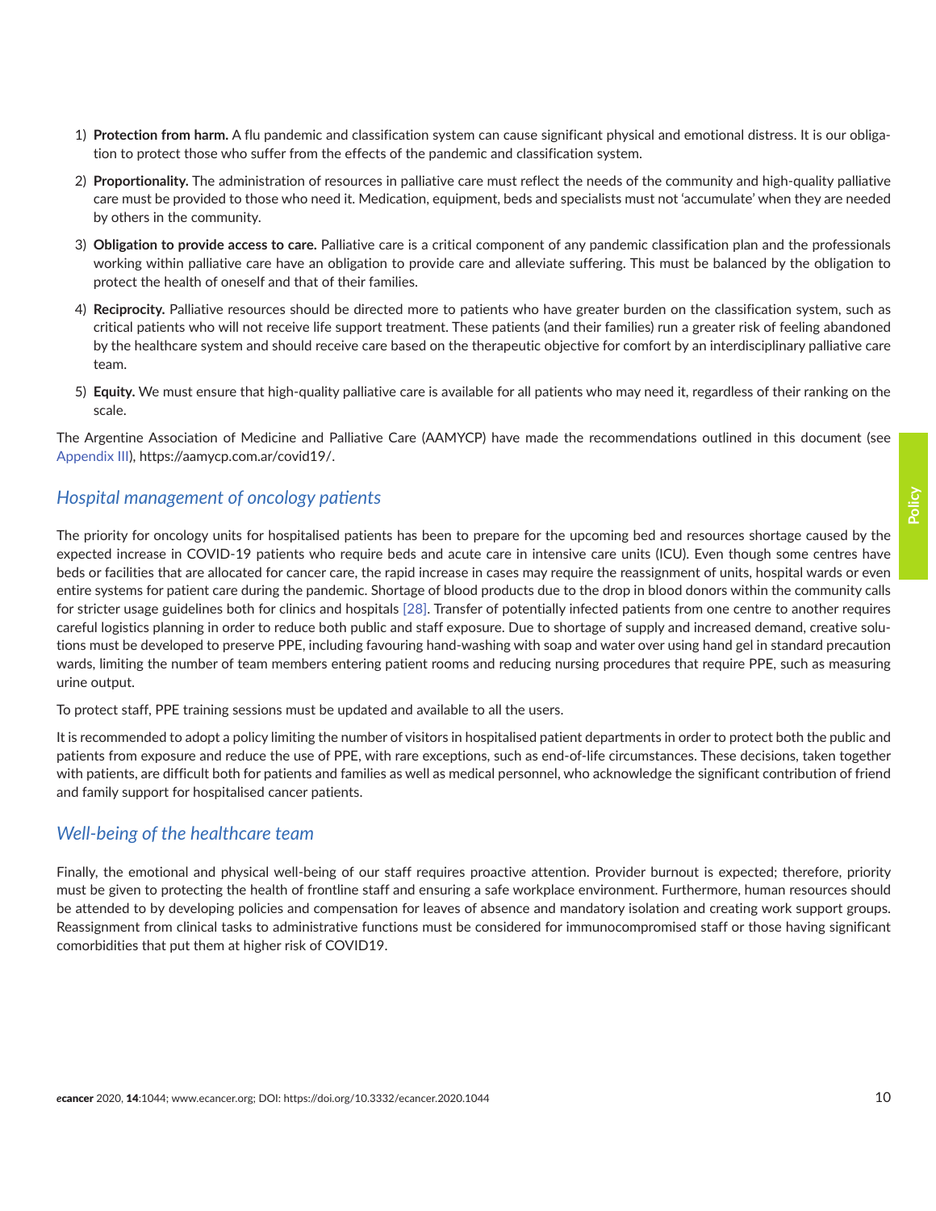1) **Protection from harm.** A flu pandemic and classification system can cause significant physical and emotional distress. It is our obligation to protect those who suffer from the effects of the pandemic and classification system.

2) **Proportionality.** The administration of resources in palliative care must reflect the needs of the community and high-quality palliative care must be provided to those who need it. Medication, equipment, beds and specialists must not 'accumulate' when they are needed by others in the community.

3) **Obligation to provide access to care.** Palliative care is a critical component of any pandemic classification plan and the professionals working within palliative care have an obligation to provide care and alleviate suffering. This must be balanced by the obligation to protect the health of oneself and that of their families.

4) **Reciprocity.** Palliative resources should be directed more to patients who have greater burden on the classification system, such as critical patients who will not receive life support treatment. These patients (and their families) run a greater risk of feeling abandoned by the healthcare system and should receive care based on the therapeutic objective for comfort by an interdisciplinary palliative care team.

5) **Equity.** We must ensure that high-quality palliative care is available for all patients who may need it, regardless of their ranking on the scale.

The Argentine Association of Medicine and Palliative Care (AAMYCP) have made the recommendations outlined in this document (see Appendix III), https://aamycp.com.ar/covid19/.

## *Hospital management of oncology patients*

The priority for oncology units for hospitalised patients has been to prepare for the upcoming bed and resources shortage caused by the expected increase in COVID-19 patients who require beds and acute care in intensive care units (ICU). Even though some centres have beds or facilities that are allocated for cancer care, the rapid increase in cases may require the reassignment of units, hospital wards or even entire systems for patient care during the pandemic. Shortage of blood products due to the drop in blood donors within the community calls for stricter usage guidelines both for clinics and hospitals [28]. Transfer of potentially infected patients from one centre to another requires careful logistics planning in order to reduce both public and staff exposure. Due to shortage of supply and increased demand, creative solutions must be developed to preserve PPE, including favouring hand-washing with soap and water over using hand gel in standard precaution wards, limiting the number of team members entering patient rooms and reducing nursing procedures that require PPE, such as measuring urine output.

To protect staff, PPE training sessions must be updated and available to all the users.

It is recommended to adopt a policy limiting the number of visitors in hospitalised patient departments in order to protect both the public and patients from exposure and reduce the use of PPE, with rare exceptions, such as end-of-life circumstances. These decisions, taken together with patients, are difficult both for patients and families as well as medical personnel, who acknowledge the significant contribution of friend and family support for hospitalised cancer patients.

## *Well-being of the healthcare team*

Finally, the emotional and physical well-being of our staff requires proactive attention. Provider burnout is expected; therefore, priority must be given to protecting the health of frontline staff and ensuring a safe workplace environment. Furthermore, human resources should be attended to by developing policies and compensation for leaves of absence and mandatory isolation and creating work support groups. Reassignment from clinical tasks to administrative functions must be considered for immunocompromised staff or those having significant comorbidities that put them at higher risk of COVID19.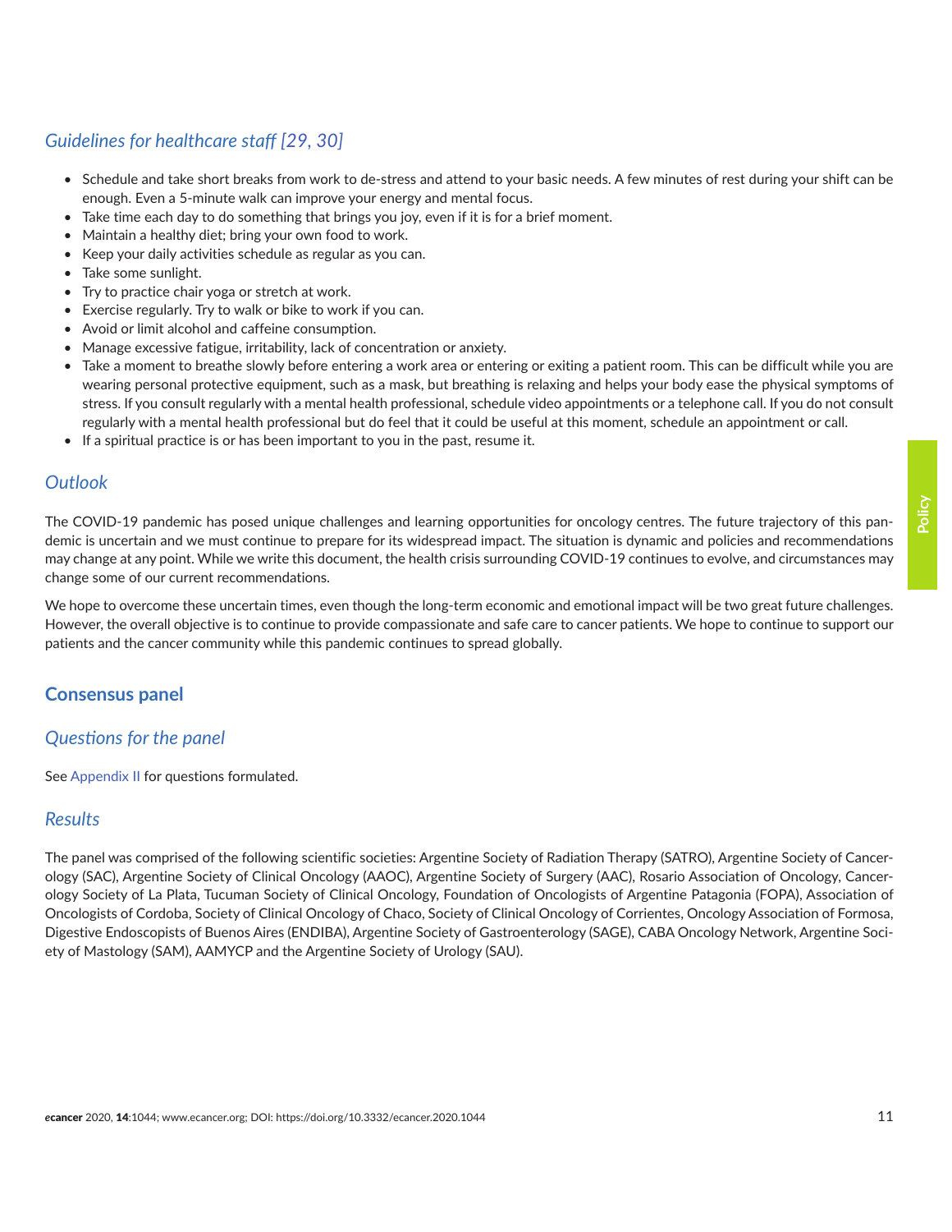### *Guidelines for healthcare staff [29, 30]*

- Schedule and take short breaks from work to de-stress and attend to your basic needs. A few minutes of rest during your shift can be enough. Even a 5-minute walk can improve your energy and mental focus.
- Take time each day to do something that brings you joy, even if it is for a brief moment.
- Maintain a healthy diet; bring your own food to work.
- Keep your daily activities schedule as regular as you can.
- Take some sunlight.
- Try to practice chair yoga or stretch at work.
- Exercise regularly. Try to walk or bike to work if you can.
- Avoid or limit alcohol and caffeine consumption.
- Manage excessive fatigue, irritability, lack of concentration or anxiety.
- Take a moment to breathe slowly before entering a work area or entering or exiting a patient room. This can be difficult while you are wearing personal protective equipment, such as a mask, but breathing is relaxing and helps your body ease the physical symptoms of stress. If you consult regularly with a mental health professional, schedule video appointments or a telephone call. If you do not consult regularly with a mental health professional but do feel that it could be useful at this moment, schedule an appointment or call.
- If a spiritual practice is or has been important to you in the past, resume it.

### *Outlook*

The COVID-19 pandemic has posed unique challenges and learning opportunities for oncology centres. The future trajectory of this pandemic is uncertain and we must continue to prepare for its widespread impact. The situation is dynamic and policies and recommendations may change at any point. While we write this document, the health crisis surrounding COVID-19 continues to evolve, and circumstances may change some of our current recommendations.

We hope to overcome these uncertain times, even though the long-term economic and emotional impact will be two great future challenges. However, the overall objective is to continue to provide compassionate and safe care to cancer patients. We hope to continue to support our patients and the cancer community while this pandemic continues to spread globally.

## Consensus panel

### *Questions for the panel*

See Appendix II for questions formulated.

### *Results*

The panel was comprised of the following scientific societies: Argentine Society of Radiation Therapy (SATRO), Argentine Society of Cancerology (SAC), Argentine Society of Clinical Oncology (AAOC), Argentine Society of Surgery (AAC), Rosario Association of Oncology, Cancerology Society of La Plata, Tucuman Society of Clinical Oncology, Foundation of Oncologists of Argentine Patagonia (FOPA), Association of Oncologists of Cordoba, Society of Clinical Oncology of Chaco, Society of Clinical Oncology of Corrientes, Oncology Association of Formosa, Digestive Endoscopists of Buenos Aires (ENDIBA), Argentine Society of Gastroenterology (SAGE), CABA Oncology Network, Argentine Society of Mastology (SAM), AAMYCP and the Argentine Society of Urology (SAU).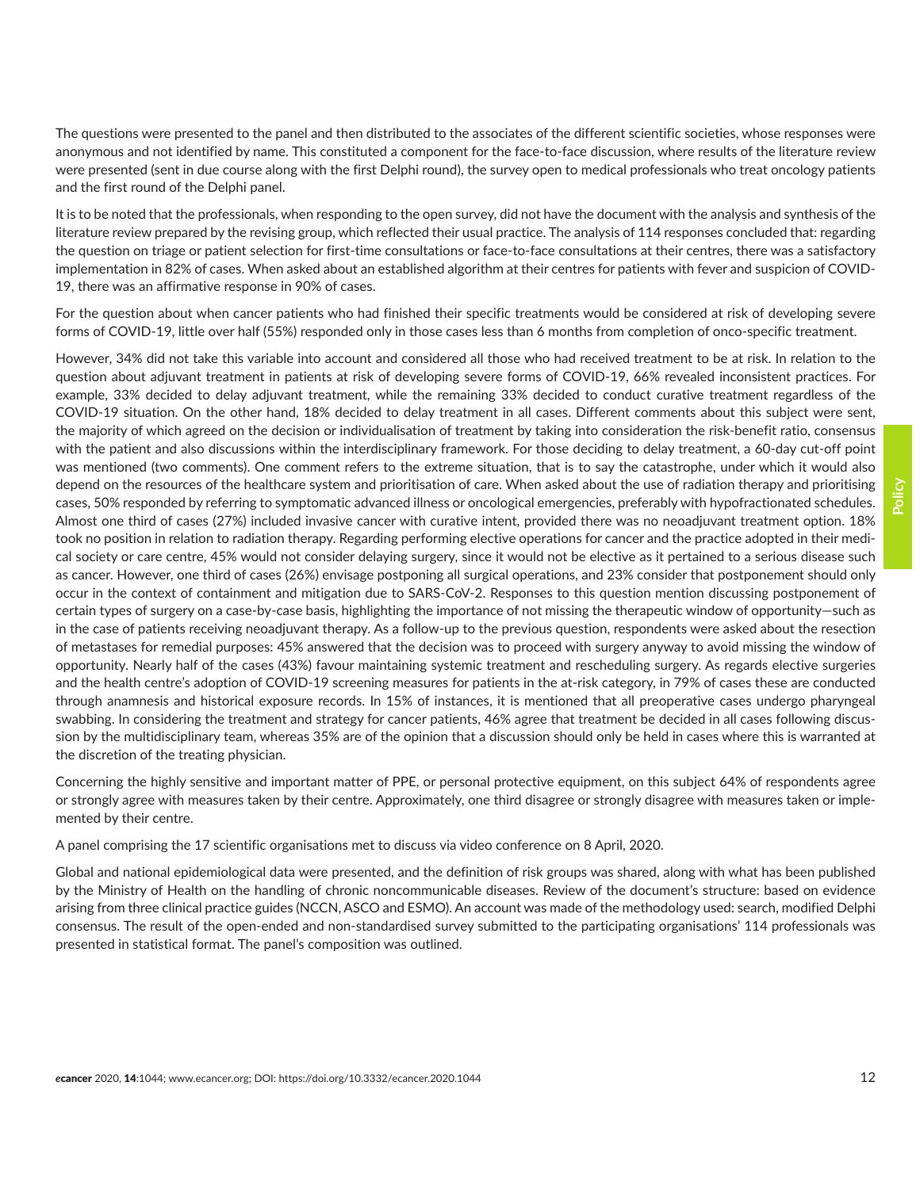The questions were presented to the panel and then distributed to the associates of the different scientific societies, whose responses were anonymous and not identified by name. This constituted a component for the face-to-face discussion, where results of the literature review were presented (sent in due course along with the first Delphi round), the survey open to medical professionals who treat oncology patients and the first round of the Delphi panel.

It is to be noted that the professionals, when responding to the open survey, did not have the document with the analysis and synthesis of the literature review prepared by the revising group, which reflected their usual practice. The analysis of 114 responses concluded that: regarding the question on triage or patient selection for first-time consultations or face-to-face consultations at their centres, there was a satisfactory implementation in 82% of cases. When asked about an established algorithm at their centres for patients with fever and suspicion of COVID-19, there was an affirmative response in 90% of cases.

For the question about when cancer patients who had finished their specific treatments would be considered at risk of developing severe forms of COVID-19, little over half (55%) responded only in those cases less than 6 months from completion of onco-specific treatment.

However, 34% did not take this variable into account and considered all those who had received treatment to be at risk. In relation to the question about adjuvant treatment in patients at risk of developing severe forms of COVID-19, 66% revealed inconsistent practices. For example, 33% decided to delay adjuvant treatment, while the remaining 33% decided to conduct curative treatment regardless of the COVID-19 situation. On the other hand, 18% decided to delay treatment in all cases. Different comments about this subject were sent, the majority of which agreed on the decision or individualisation of treatment by taking into consideration the risk-benefit ratio, consensus with the patient and also discussions within the interdisciplinary framework. For those deciding to delay treatment, a 60-day cut-off point was mentioned (two comments). One comment refers to the extreme situation, that is to say the catastrophe, under which it would also depend on the resources of the healthcare system and prioritisation of care. When asked about the use of radiation therapy and prioritising cases, 50% responded by referring to symptomatic advanced illness or oncological emergencies, preferably with hypofractionated schedules. Almost one third of cases (27%) included invasive cancer with curative intent, provided there was no neoadjuvant treatment option. 18% took no position in relation to radiation therapy. Regarding performing elective operations for cancer and the practice adopted in their medical society or care centre, 45% would not consider delaying surgery, since it would not be elective as it pertained to a serious disease such as cancer. However, one third of cases (26%) envisage postponing all surgical operations, and 23% consider that postponement should only occur in the context of containment and mitigation due to SARS-CoV-2. Responses to this question mention discussing postponement of certain types of surgery on a case-by-case basis, highlighting the importance of not missing the therapeutic window of opportunity—such as in the case of patients receiving neoadjuvant therapy. As a follow-up to the previous question, respondents were asked about the resection of metastases for remedial purposes: 45% answered that the decision was to proceed with surgery anyway to avoid missing the window of opportunity. Nearly half of the cases (43%) favour maintaining systemic treatment and rescheduling surgery. As regards elective surgeries and the health centre's adoption of COVID-19 screening measures for patients in the at-risk category, in 79% of cases these are conducted through anamnesis and historical exposure records. In 15% of instances, it is mentioned that all preoperative cases undergo pharyngeal swabbing. In considering the treatment and strategy for cancer patients, 46% agree that treatment be decided in all cases following discussion by the multidisciplinary team, whereas 35% are of the opinion that a discussion should only be held in cases where this is warranted at the discretion of the treating physician.

Concerning the highly sensitive and important matter of PPE, or personal protective equipment, on this subject 64% of respondents agree or strongly agree with measures taken by their centre. Approximately, one third disagree or strongly disagree with measures taken or implemented by their centre.

A panel comprising the 17 scientific organisations met to discuss via video conference on 8 April, 2020.

Global and national epidemiological data were presented, and the definition of risk groups was shared, along with what has been published by the Ministry of Health on the handling of chronic noncommunicable diseases. Review of the document's structure: based on evidence arising from three clinical practice guides (NCCN, ASCO and ESMO). An account was made of the methodology used: search, modified Delphi consensus. The result of the open-ended and non-standardised survey submitted to the participating organisations' 114 professionals was presented in statistical format. The panel's composition was outlined.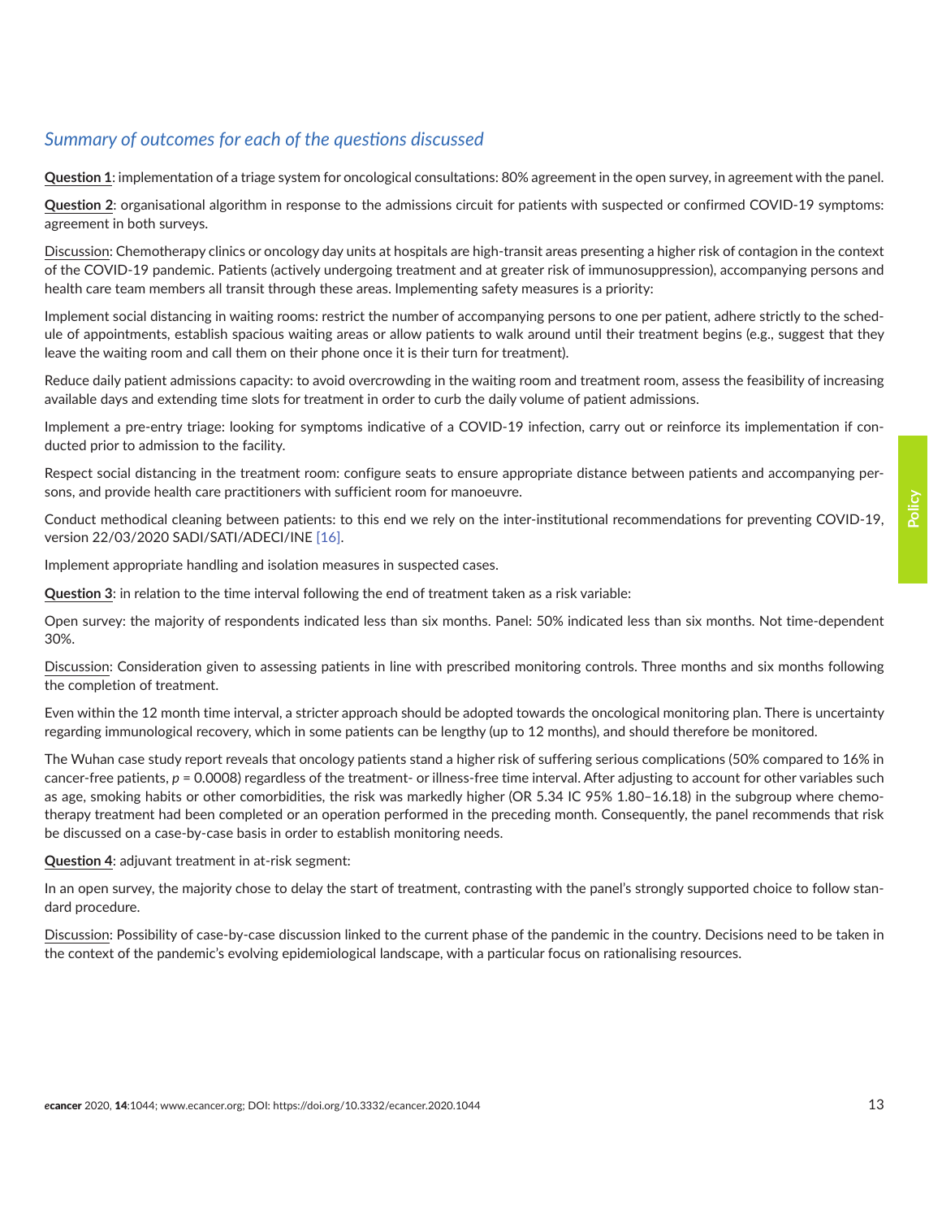### *Summary of outcomes for each of the questions discussed*

**Question 1**: implementation of a triage system for oncological consultations: 80% agreement in the open survey, in agreement with the panel.

**Question 2**: organisational algorithm in response to the admissions circuit for patients with suspected or confirmed COVID-19 symptoms: agreement in both surveys.

Discussion: Chemotherapy clinics or oncology day units at hospitals are high-transit areas presenting a higher risk of contagion in the context of the COVID-19 pandemic. Patients (actively undergoing treatment and at greater risk of immunosuppression), accompanying persons and health care team members all transit through these areas. Implementing safety measures is a priority:

Implement social distancing in waiting rooms: restrict the number of accompanying persons to one per patient, adhere strictly to the schedule of appointments, establish spacious waiting areas or allow patients to walk around until their treatment begins (e.g., suggest that they leave the waiting room and call them on their phone once it is their turn for treatment).

Reduce daily patient admissions capacity: to avoid overcrowding in the waiting room and treatment room, assess the feasibility of increasing available days and extending time slots for treatment in order to curb the daily volume of patient admissions.

Implement a pre-entry triage: looking for symptoms indicative of a COVID-19 infection, carry out or reinforce its implementation if conducted prior to admission to the facility.

Respect social distancing in the treatment room: configure seats to ensure appropriate distance between patients and accompanying persons, and provide health care practitioners with sufficient room for manoeuvre.

Conduct methodical cleaning between patients: to this end we rely on the inter-institutional recommendations for preventing COVID-19, version 22/03/2020 SADI/SATI/ADECI/INE [16].

Implement appropriate handling and isolation measures in suspected cases.

**Question 3**: in relation to the time interval following the end of treatment taken as a risk variable:

Open survey: the majority of respondents indicated less than six months. Panel: 50% indicated less than six months. Not time-dependent 30%.

Discussion: Consideration given to assessing patients in line with prescribed monitoring controls. Three months and six months following the completion of treatment.

Even within the 12 month time interval, a stricter approach should be adopted towards the oncological monitoring plan. There is uncertainty regarding immunological recovery, which in some patients can be lengthy (up to 12 months), and should therefore be monitored.

The Wuhan case study report reveals that oncology patients stand a higher risk of suffering serious complications (50% compared to 16% in cancer-free patients, $p = 0.0008$) regardless of the treatment- or illness-free time interval. After adjusting to account for other variables such as age, smoking habits or other comorbidities, the risk was markedly higher (OR 5.34 IC 95% 1.80–16.18) in the subgroup where chemotherapy treatment had been completed or an operation performed in the preceding month. Consequently, the panel recommends that risk be discussed on a case-by-case basis in order to establish monitoring needs.

**Question 4**: adjuvant treatment in at-risk segment:

In an open survey, the majority chose to delay the start of treatment, contrasting with the panel's strongly supported choice to follow standard procedure.

Discussion: Possibility of case-by-case discussion linked to the current phase of the pandemic in the country. Decisions need to be taken in the context of the pandemic's evolving epidemiological landscape, with a particular focus on rationalising resources.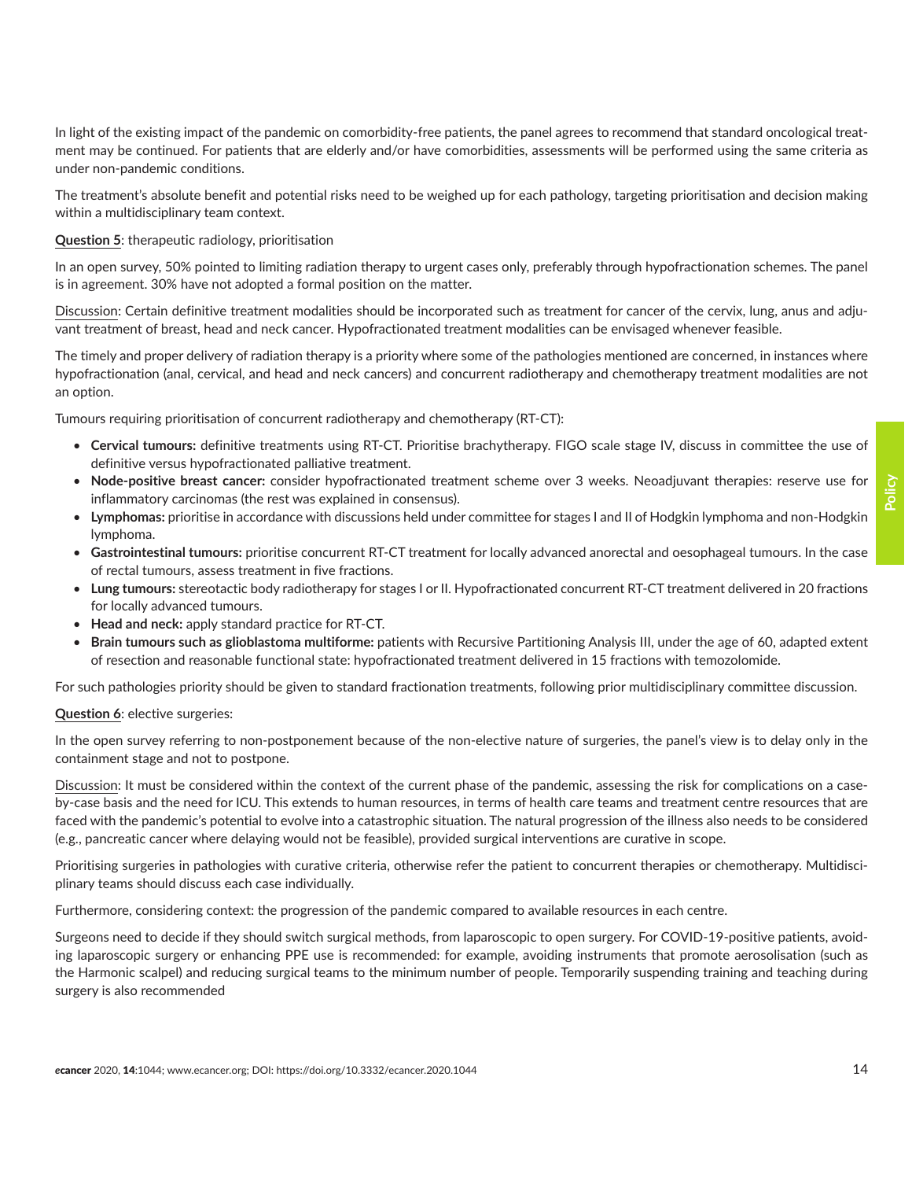In light of the existing impact of the pandemic on comorbidity-free patients, the panel agrees to recommend that standard oncological treatment may be continued. For patients that are elderly and/or have comorbidities, assessments will be performed using the same criteria as under non-pandemic conditions.

The treatment's absolute benefit and potential risks need to be weighed up for each pathology, targeting prioritisation and decision making within a multidisciplinary team context.

**Question 5**: therapeutic radiology, prioritisation

In an open survey, 50% pointed to limiting radiation therapy to urgent cases only, preferably through hypofractionation schemes. The panel is in agreement. 30% have not adopted a formal position on the matter.

Discussion: Certain definitive treatment modalities should be incorporated such as treatment for cancer of the cervix, lung, anus and adjuvant treatment of breast, head and neck cancer. Hypofractionated treatment modalities can be envisaged whenever feasible.

The timely and proper delivery of radiation therapy is a priority where some of the pathologies mentioned are concerned, in instances where hypofractionation (anal, cervical, and head and neck cancers) and concurrent radiotherapy and chemotherapy treatment modalities are not an option.

Tumours requiring prioritisation of concurrent radiotherapy and chemotherapy (RT-CT):

- **Cervical tumours:** definitive treatments using RT-CT. Prioritise brachytherapy. FIGO scale stage IV, discuss in committee the use of definitive versus hypofractionated palliative treatment.
- **Node-positive breast cancer:** consider hypofractionated treatment scheme over 3 weeks. Neoadjuvant therapies: reserve use for inflammatory carcinomas (the rest was explained in consensus).
- **Lymphomas:** prioritise in accordance with discussions held under committee for stages I and II of Hodgkin lymphoma and non-Hodgkin lymphoma.
- **Gastrointestinal tumours:** prioritise concurrent RT-CT treatment for locally advanced anorectal and oesophageal tumours. In the case of rectal tumours, assess treatment in five fractions.
- **Lung tumours:** stereotactic body radiotherapy for stages I or II. Hypofractionated concurrent RT-CT treatment delivered in 20 fractions for locally advanced tumours.
- **Head and neck:** apply standard practice for RT-CT.
- **Brain tumours such as glioblastoma multiforme:** patients with Recursive Partitioning Analysis III, under the age of 60, adapted extent of resection and reasonable functional state: hypofractionated treatment delivered in 15 fractions with temozolomide.

For such pathologies priority should be given to standard fractionation treatments, following prior multidisciplinary committee discussion.

**Question 6**: elective surgeries:

In the open survey referring to non-postponement because of the non-elective nature of surgeries, the panel's view is to delay only in the containment stage and not to postpone.

Discussion: It must be considered within the context of the current phase of the pandemic, assessing the risk for complications on a case-by-case basis and the need for ICU. This extends to human resources, in terms of health care teams and treatment centre resources that are faced with the pandemic's potential to evolve into a catastrophic situation. The natural progression of the illness also needs to be considered (e.g., pancreatic cancer where delaying would not be feasible), provided surgical interventions are curative in scope.

Prioritising surgeries in pathologies with curative criteria, otherwise refer the patient to concurrent therapies or chemotherapy. Multidisciplinary teams should discuss each case individually.

Furthermore, considering context: the progression of the pandemic compared to available resources in each centre.

Surgeons need to decide if they should switch surgical methods, from laparoscopic to open surgery. For COVID-19-positive patients, avoiding laparoscopic surgery or enhancing PPE use is recommended: for example, avoiding instruments that promote aerosolisation (such as the Harmonic scalpel) and reducing surgical teams to the minimum number of people. Temporarily suspending training and teaching during surgery is also recommended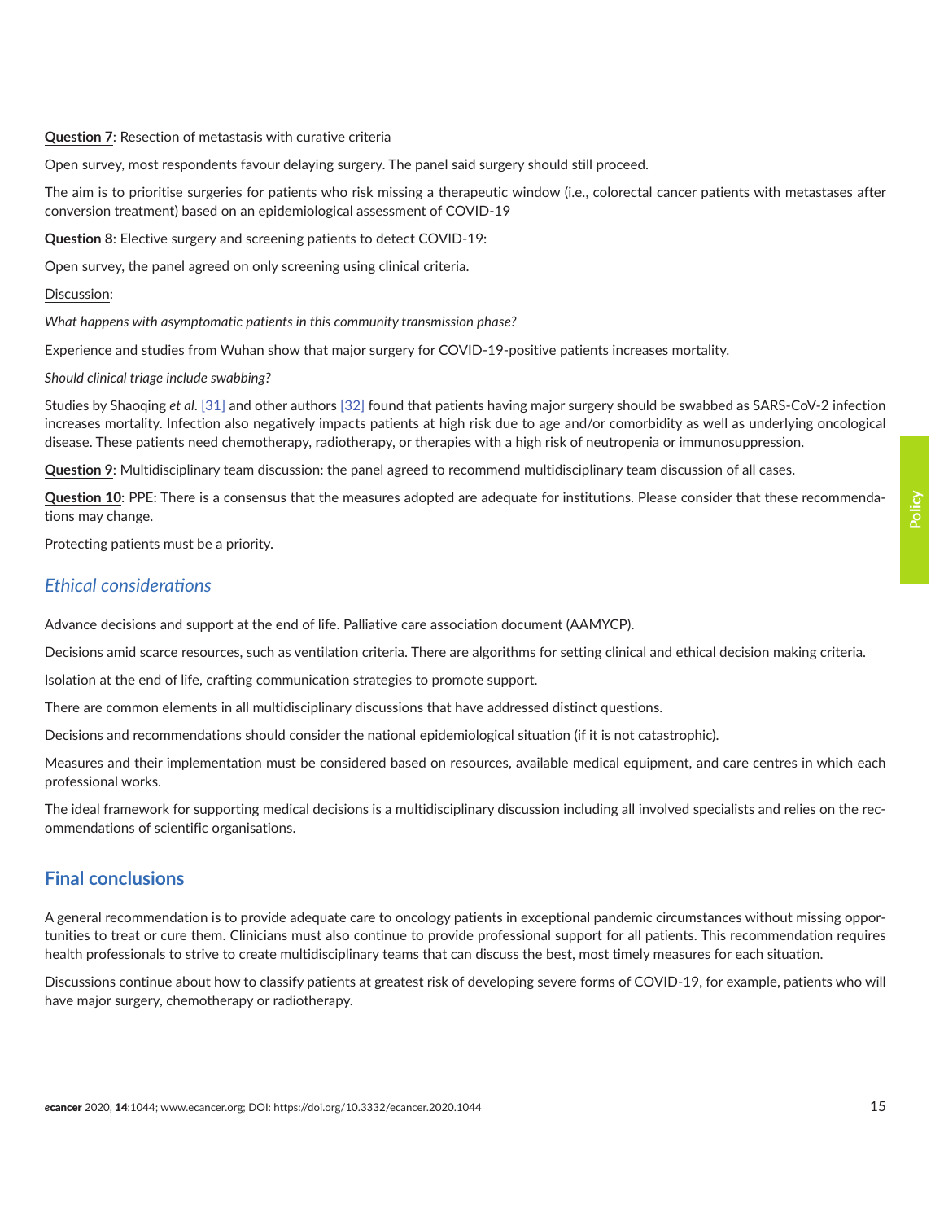**Question 7**: Resection of metastasis with curative criteria

Open survey, most respondents favour delaying surgery. The panel said surgery should still proceed.

The aim is to prioritise surgeries for patients who risk missing a therapeutic window (i.e., colorectal cancer patients with metastases after conversion treatment) based on an epidemiological assessment of COVID-19

**Question 8**: Elective surgery and screening patients to detect COVID-19:

Open survey, the panel agreed on only screening using clinical criteria.

Discussion:

*What happens with asymptomatic patients in this community transmission phase?*

Experience and studies from Wuhan show that major surgery for COVID-19-positive patients increases mortality.

*Should clinical triage include swabbing?*

Studies by Shaoqing *et al*. [31] and other authors [32] found that patients having major surgery should be swabbed as SARS-CoV-2 infection increases mortality. Infection also negatively impacts patients at high risk due to age and/or comorbidity as well as underlying oncological disease. These patients need chemotherapy, radiotherapy, or therapies with a high risk of neutropenia or immunosuppression.

**Question 9**: Multidisciplinary team discussion: the panel agreed to recommend multidisciplinary team discussion of all cases.

**Question 10**: PPE: There is a consensus that the measures adopted are adequate for institutions. Please consider that these recommendations may change.

Protecting patients must be a priority.

### *Ethical considerations*

Advance decisions and support at the end of life. Palliative care association document (AAMYCP).

Decisions amid scarce resources, such as ventilation criteria. There are algorithms for setting clinical and ethical decision making criteria.

Isolation at the end of life, crafting communication strategies to promote support.

There are common elements in all multidisciplinary discussions that have addressed distinct questions.

Decisions and recommendations should consider the national epidemiological situation (if it is not catastrophic).

Measures and their implementation must be considered based on resources, available medical equipment, and care centres in which each professional works.

The ideal framework for supporting medical decisions is a multidisciplinary discussion including all involved specialists and relies on the recommendations of scientific organisations.

## Final conclusions

A general recommendation is to provide adequate care to oncology patients in exceptional pandemic circumstances without missing opportunities to treat or cure them. Clinicians must also continue to provide professional support for all patients. This recommendation requires health professionals to strive to create multidisciplinary teams that can discuss the best, most timely measures for each situation.

Discussions continue about how to classify patients at greatest risk of developing severe forms of COVID-19, for example, patients who will have major surgery, chemotherapy or radiotherapy.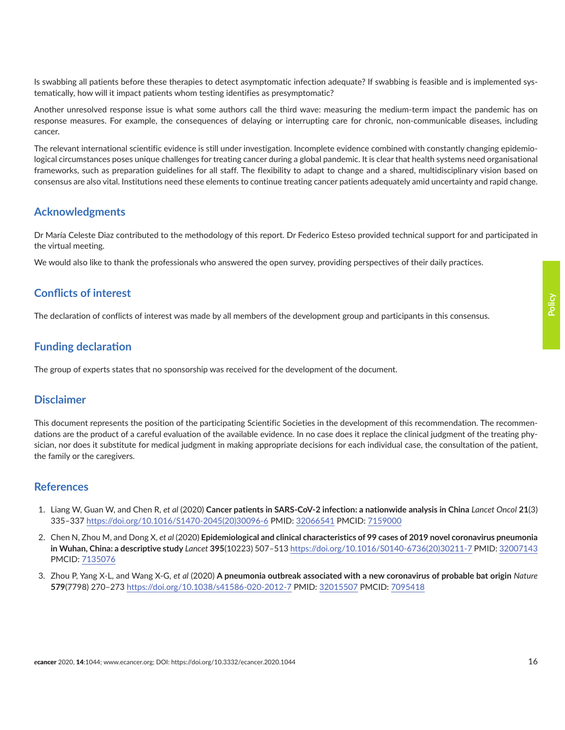Is swabbing all patients before these therapies to detect asymptomatic infection adequate? If swabbing is feasible and is implemented systematically, how will it impact patients whom testing identifies as presymptomatic?

Another unresolved response issue is what some authors call the third wave: measuring the medium-term impact the pandemic has on response measures. For example, the consequences of delaying or interrupting care for chronic, non-communicable diseases, including cancer.

The relevant international scientific evidence is still under investigation. Incomplete evidence combined with constantly changing epidemiological circumstances poses unique challenges for treating cancer during a global pandemic. It is clear that health systems need organisational frameworks, such as preparation guidelines for all staff. The flexibility to adapt to change and a shared, multidisciplinary vision based on consensus are also vital. Institutions need these elements to continue treating cancer patients adequately amid uncertainty and rapid change.

## Acknowledgments

Dr María Celeste Diaz contributed to the methodology of this report. Dr Federico Esteso provided technical support for and participated in the virtual meeting.

We would also like to thank the professionals who answered the open survey, providing perspectives of their daily practices.

## Conflicts of interest

The declaration of conflicts of interest was made by all members of the development group and participants in this consensus.

## Funding declaration

The group of experts states that no sponsorship was received for the development of the document.

## Disclaimer

This document represents the position of the participating Scientific Societies in the development of this recommendation. The recommendations are the product of a careful evaluation of the available evidence. In no case does it replace the clinical judgment of the treating physician, nor does it substitute for medical judgment in making appropriate decisions for each individual case, the consultation of the patient, the family or the caregivers.

## References

1. Liang W, Guan W, and Chen R, *et al* (2020) **Cancer patients in SARS-CoV-2 infection: a nationwide analysis in China** *Lancet Oncol* **21**(3) 335–337 https://doi.org/10.1016/S1470-2045(20)30096-6 PMID: 32066541 PMCID: 7159000
2. Chen N, Zhou M, and Dong X, *et al* (2020) **Epidemiological and clinical characteristics of 99 cases of 2019 novel coronavirus pneumonia in Wuhan, China: a descriptive study** *Lancet* **395**(10223) 507–513 https://doi.org/10.1016/S0140-6736(20)30211-7 PMID: 32007143 PMCID: 7135076
3. Zhou P, Yang X-L, and Wang X-G, *et al* (2020) **A pneumonia outbreak associated with a new coronavirus of probable bat origin** *Nature* **579**(7798) 270–273 https://doi.org/10.1038/s41586-020-2012-7 PMID: 32015507 PMCID: 7095418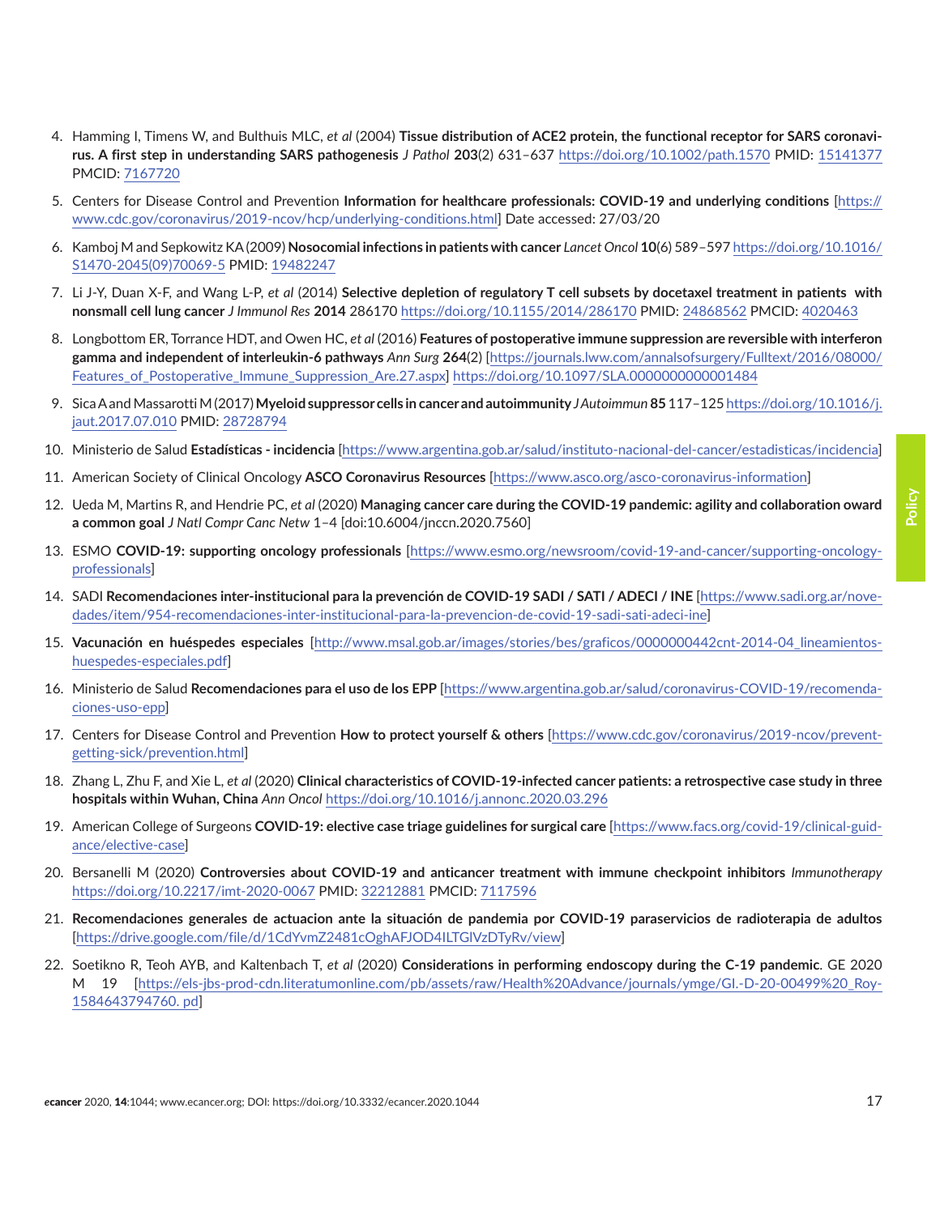4. Hamming I, Timens W, and Bulthuis MLC, *et al* (2004) **Tissue distribution of ACE2 protein, the functional receptor for SARS coronavirus. A first step in understanding SARS pathogenesis** *J Pathol* **203**(2) 631–637 https://doi.org/10.1002/path.1570 PMID: 15141377 PMCID: 7167720

5. Centers for Disease Control and Prevention **Information for healthcare professionals: COVID-19 and underlying conditions** [https://www.cdc.gov/coronavirus/2019-ncov/hcp/underlying-conditions.html] Date accessed: 27/03/20

6. Kamboj M and Sepkowitz KA (2009) **Nosocomial infections in patients with cancer** *Lancet Oncol* **10**(6) 589–597 https://doi.org/10.1016/S1470-2045(09)70069-5 PMID: 19482247

7. Li J-Y, Duan X-F, and Wang L-P, *et al* (2014) **Selective depletion of regulatory T cell subsets by docetaxel treatment in patients with nonsmall cell lung cancer** *J Immunol Res* **2014** 286170 https://doi.org/10.1155/2014/286170 PMID: 24868562 PMCID: 4020463

8. Longbottom ER, Torrance HDT, and Owen HC, *et al* (2016) **Features of postoperative immune suppression are reversible with interferon gamma and independent of interleukin-6 pathways** *Ann Surg* **264**(2) [https://journals.lww.com/annalsofsurgery/Fulltext/2016/08000/Features_of_Postoperative_Immune_Suppression_Are.27.aspx] https://doi.org/10.1097/SLA.0000000000001484

9. Sica A and Massarotti M (2017) **Myeloid suppressor cells in cancer and autoimmunity** *J Autoimmun* **85** 117–125 https://doi.org/10.1016/j.jaut.2017.07.010 PMID: 28728794

10. Ministerio de Salud **Estadísticas - incidencia** [https://www.argentina.gob.ar/salud/instituto-nacional-del-cancer/estadisticas/incidencia]

11. American Society of Clinical Oncology **ASCO Coronavirus Resources** [https://www.asco.org/asco-coronavirus-information]

12. Ueda M, Martins R, and Hendrie PC, *et al* (2020) **Managing cancer care during the COVID-19 pandemic: agility and collaboration oward a common goal** *J Natl Compr Canc Netw* 1–4 [doi:10.6004/jnccn.2020.7560]

13. ESMO **COVID-19: supporting oncology professionals** [https://www.esmo.org/newsroom/covid-19-and-cancer/supporting-oncology-professionals]

14. SADI **Recomendaciones inter-institucional para la prevención de COVID-19 SADI / SATI / ADECI / INE** [https://www.sadi.org.ar/novedades/item/954-recomendaciones-inter-institucional-para-la-prevencion-de-covid-19-sadi-sati-adeci-ine]

15. **Vacunación en huéspedes especiales** [http://www.msal.gob.ar/images/stories/bes/graficos/0000000442cnt-2014-04_lineamientos-huespedes-especiales.pdf]

16. Ministerio de Salud **Recomendaciones para el uso de los EPP** [https://www.argentina.gob.ar/salud/coronavirus-COVID-19/recomendaciones-uso-epp]

17. Centers for Disease Control and Prevention **How to protect yourself & others** [https://www.cdc.gov/coronavirus/2019-ncov/prevent-getting-sick/prevention.html]

18. Zhang L, Zhu F, and Xie L, *et al* (2020) **Clinical characteristics of COVID-19-infected cancer patients: a retrospective case study in three hospitals within Wuhan, China** *Ann Oncol* https://doi.org/10.1016/j.annonc.2020.03.296

19. American College of Surgeons **COVID-19: elective case triage guidelines for surgical care** [https://www.facs.org/covid-19/clinical-guidance/elective-case]

20. Bersanelli M (2020) **Controversies about COVID-19 and anticancer treatment with immune checkpoint inhibitors** *Immunotherapy* https://doi.org/10.2217/imt-2020-0067 PMID: 32212881 PMCID: 7117596

21. **Recomendaciones generales de actuacion ante la situación de pandemia por COVID-19 paraservicios de radioterapia de adultos** [https://drive.google.com/file/d/1CdYvmZ2481cOghAFJOD4ILTGlVzDTyRv/view]

22. Soetikno R, Teoh AYB, and Kaltenbach T, *et al* (2020) **Considerations in performing endoscopy during the C-19 pandemic**. GE 2020 M 19 [https://els-jbs-prod-cdn.literatumonline.com/pb/assets/raw/Health%20Advance/journals/ymge/GI.-D-20-00499%20_Roy-1584643794760. pd]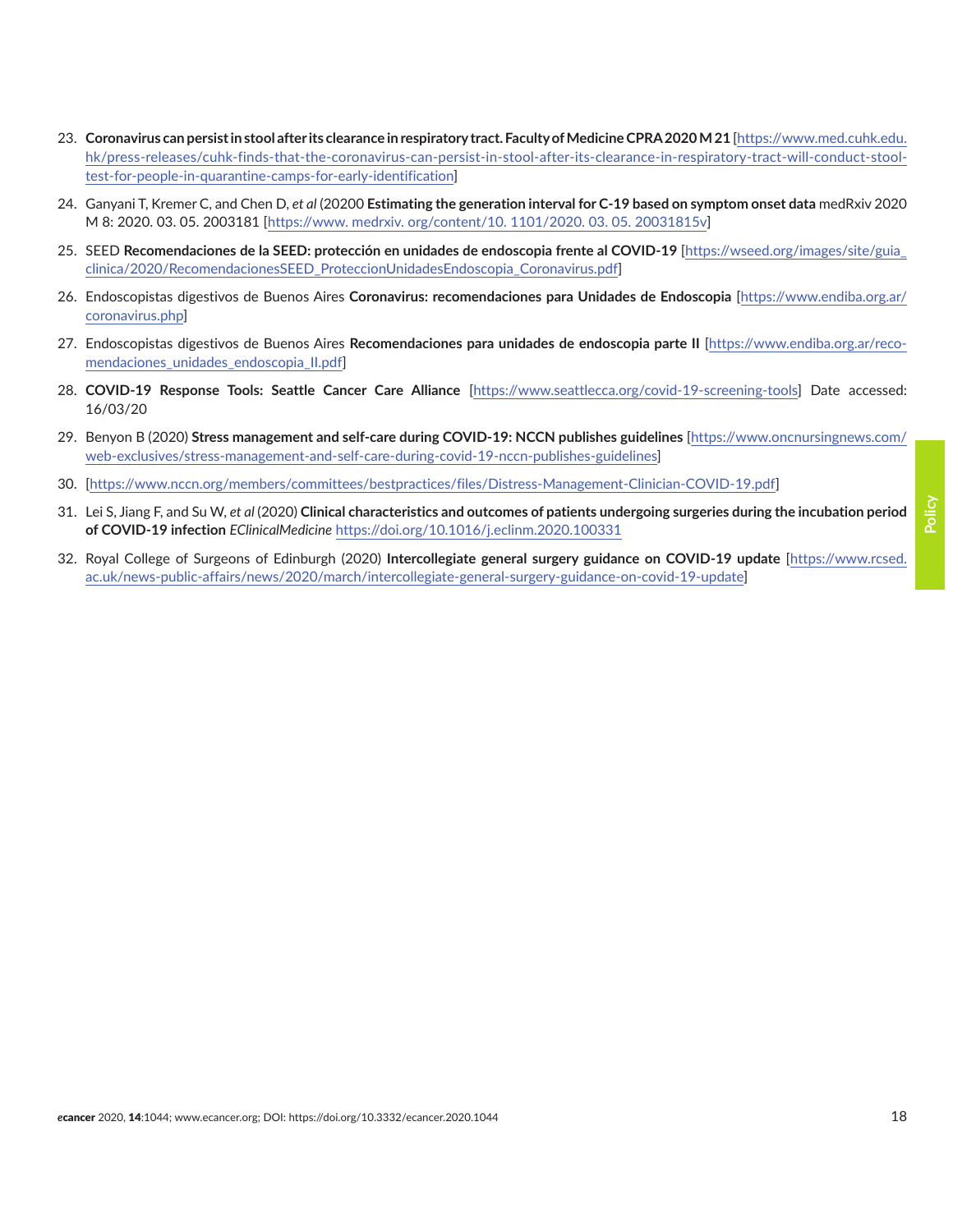23. **Coronavirus can persist in stool after its clearance in respiratory tract. Faculty of Medicine CPRA 2020 M 21** [https://www.med.cuhk.edu.hk/press-releases/cuhk-finds-that-the-coronavirus-can-persist-in-stool-after-its-clearance-in-respiratory-tract-will-conduct-stool-test-for-people-in-quarantine-camps-for-early-identification]

24. Ganyani T, Kremer C, and Chen D, *et al* (20200 **Estimating the generation interval for C-19 based on symptom onset data** medRxiv 2020 M 8: 2020. 03. 05. 2003181 [https://www. medrxiv. org/content/10. 1101/2020. 03. 05. 20031815v]

25. SEED **Recomendaciones de la SEED: protección en unidades de endoscopia frente al COVID-19** [https://wseed.org/images/site/guia_clinica/2020/RecomendacionesSEED_ProteccionUnidadesEndoscopia_Coronavirus.pdf]

26. Endoscopistas digestivos de Buenos Aires **Coronavirus: recomendaciones para Unidades de Endoscopia** [https://www.endiba.org.ar/coronavirus.php]

27. Endoscopistas digestivos de Buenos Aires **Recomendaciones para unidades de endoscopia parte II** [https://www.endiba.org.ar/recomendaciones_unidades_endoscopia_II.pdf]

28. **COVID-19 Response Tools: Seattle Cancer Care Alliance** [https://www.seattlecca.org/covid-19-screening-tools] Date accessed: 16/03/20

29. Benyon B (2020) **Stress management and self-care during COVID-19: NCCN publishes guidelines** [https://www.oncnursingnews.com/web-exclusives/stress-management-and-self-care-during-covid-19-nccn-publishes-guidelines]

30. [https://www.nccn.org/members/committees/bestpractices/files/Distress-Management-Clinician-COVID-19.pdf]

31. Lei S, Jiang F, and Su W, *et al* (2020) **Clinical characteristics and outcomes of patients undergoing surgeries during the incubation period of COVID-19 infection** *EClinicalMedicine* https://doi.org/10.1016/j.eclinm.2020.100331

32. Royal College of Surgeons of Edinburgh (2020) **Intercollegiate general surgery guidance on COVID-19 update** [https://www.rcsed.ac.uk/news-public-affairs/news/2020/march/intercollegiate-general-surgery-guidance-on-covid-19-update]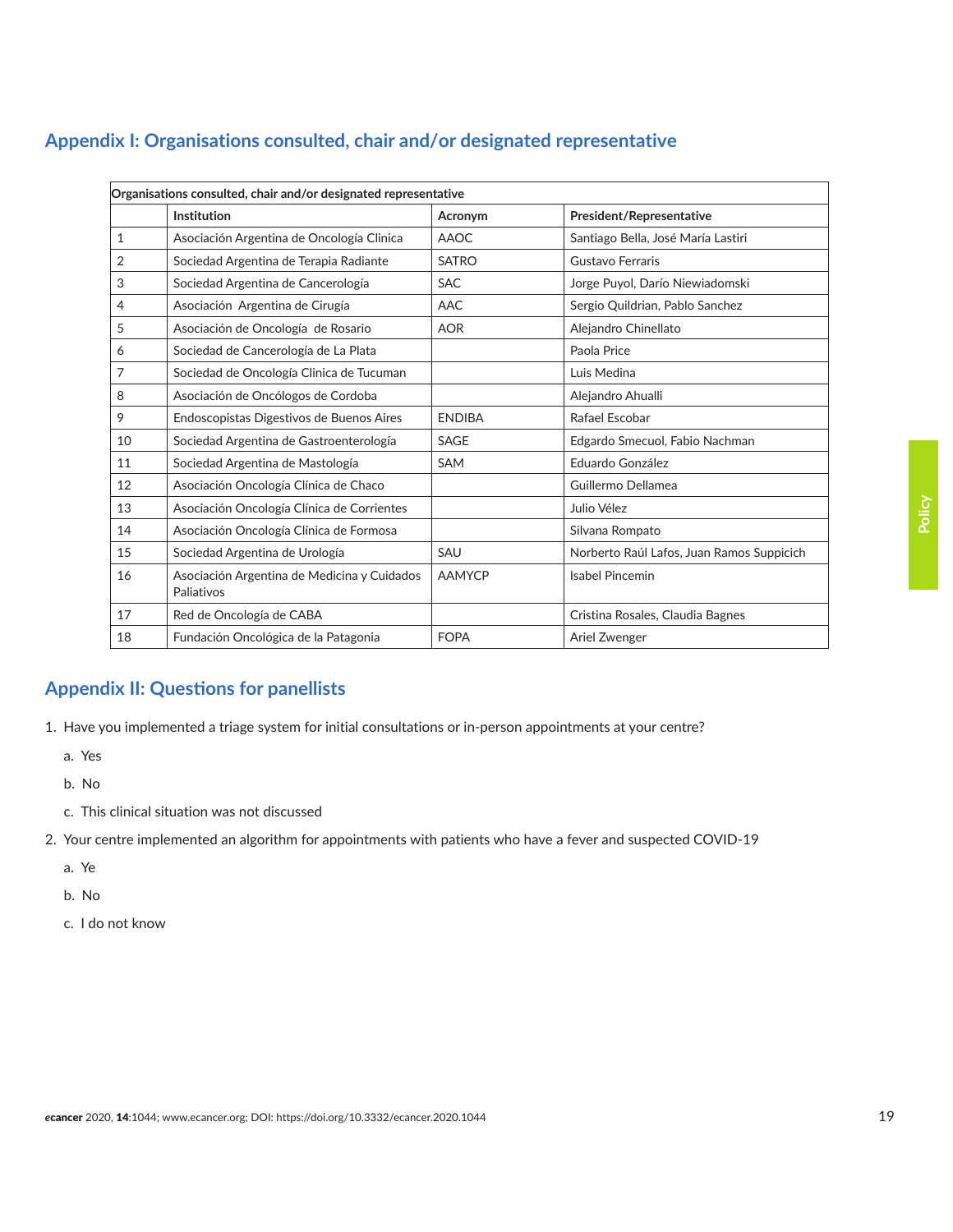## Appendix I: Organisations consulted, chair and/or designated representative

| Organisations consulted, chair and/or designated representative | | | |
|---|---|---|---|
| | Institution | Acronym | President/Representative |
| 1 | Asociación Argentina de Oncología Clinica | AAOC | Santiago Bella, José María Lastiri |
| 2 | Sociedad Argentina de Terapia Radiante | SATRO | Gustavo Ferraris |
| 3 | Sociedad Argentina de Cancerología | SAC | Jorge Puyol, Darío Niewiadomski |
| 4 | Asociación Argentina de Cirugía | AAC | Sergio Quildrian, Pablo Sanchez |
| 5 | Asociación de Oncología de Rosario | AOR | Alejandro Chinellato |
| 6 | Sociedad de Cancerología de La Plata | | Paola Price |
| 7 | Sociedad de Oncología Clinica de Tucuman | | Luis Medina |
| 8 | Asociación de Oncólogos de Cordoba | | Alejandro Ahualli |
| 9 | Endoscopistas Digestivos de Buenos Aires | ENDIBA | Rafael Escobar |
| 10 | Sociedad Argentina de Gastroenterología | SAGE | Edgardo Smecuol, Fabio Nachman |
| 11 | Sociedad Argentina de Mastología | SAM | Eduardo González |
| 12 | Asociación Oncología Clínica de Chaco | | Guillermo Dellamea |
| 13 | Asociación Oncología Clínica de Corrientes | | Julio Vélez |
| 14 | Asociación Oncología Clínica de Formosa | | Silvana Rompato |
| 15 | Sociedad Argentina de Urología | SAU | Norberto Raúl Lafos, Juan Ramos Suppicich |
| 16 | Asociación Argentina de Medicina y Cuidados Paliativos | AAMYCP | Isabel Pincemin |
| 17 | Red de Oncología de CABA | | Cristina Rosales, Claudia Bagnes |
| 18 | Fundación Oncológica de la Patagonia | FOPA | Ariel Zwenger |

## Appendix II: Questions for panellists

1. Have you implemented a triage system for initial consultations or in-person appointments at your centre?
   a. Yes
   b. No
   c. This clinical situation was not discussed
2. Your centre implemented an algorithm for appointments with patients who have a fever and suspected COVID-19
   a. Ye
   b. No
   c. I do not know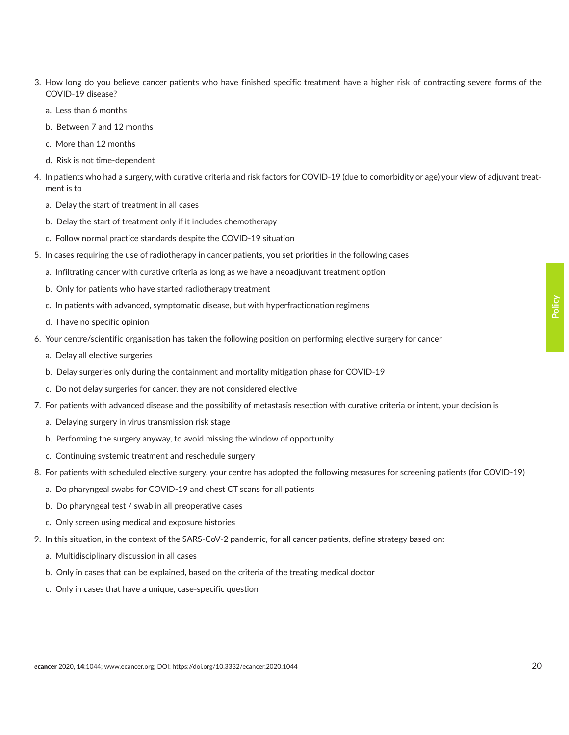3. How long do you believe cancer patients who have finished specific treatment have a higher risk of contracting severe forms of the COVID-19 disease?

   a. Less than 6 months

   b. Between 7 and 12 months

   c. More than 12 months

   d. Risk is not time-dependent

4. In patients who had a surgery, with curative criteria and risk factors for COVID-19 (due to comorbidity or age) your view of adjuvant treatment is to

   a. Delay the start of treatment in all cases

   b. Delay the start of treatment only if it includes chemotherapy

   c. Follow normal practice standards despite the COVID-19 situation

5. In cases requiring the use of radiotherapy in cancer patients, you set priorities in the following cases

   a. Infiltrating cancer with curative criteria as long as we have a neoadjuvant treatment option

   b. Only for patients who have started radiotherapy treatment

   c. In patients with advanced, symptomatic disease, but with hyperfractionation regimens

   d. I have no specific opinion

6. Your centre/scientific organisation has taken the following position on performing elective surgery for cancer

   a. Delay all elective surgeries

   b. Delay surgeries only during the containment and mortality mitigation phase for COVID-19

   c. Do not delay surgeries for cancer, they are not considered elective

7. For patients with advanced disease and the possibility of metastasis resection with curative criteria or intent, your decision is

   a. Delaying surgery in virus transmission risk stage

   b. Performing the surgery anyway, to avoid missing the window of opportunity

   c. Continuing systemic treatment and reschedule surgery

8. For patients with scheduled elective surgery, your centre has adopted the following measures for screening patients (for COVID-19)

   a. Do pharyngeal swabs for COVID-19 and chest CT scans for all patients

   b. Do pharyngeal test / swab in all preoperative cases

   c. Only screen using medical and exposure histories

9. In this situation, in the context of the SARS-CoV-2 pandemic, for all cancer patients, define strategy based on:

   a. Multidisciplinary discussion in all cases

   b. Only in cases that can be explained, based on the criteria of the treating medical doctor

   c. Only in cases that have a unique, case-specific question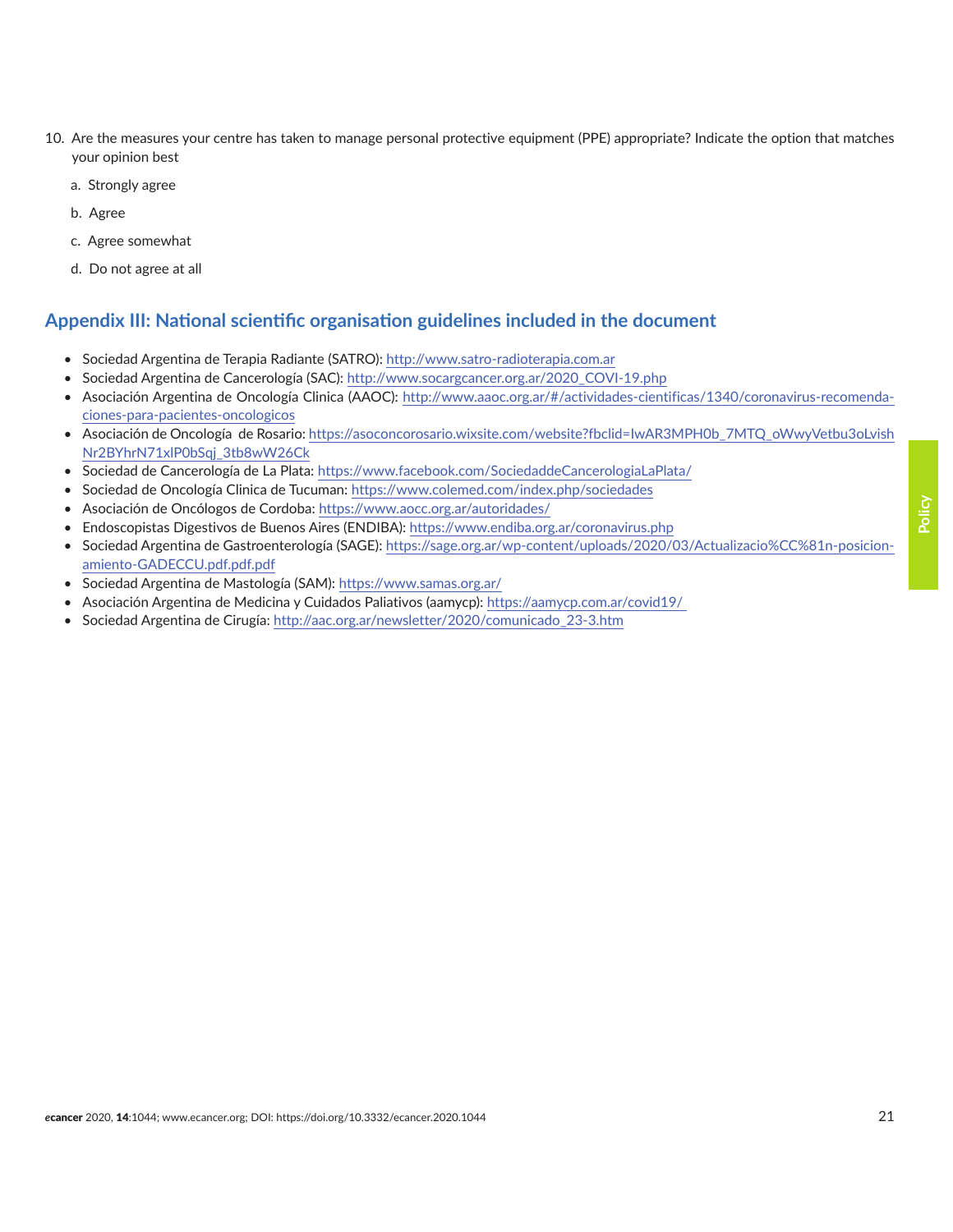10. Are the measures your centre has taken to manage personal protective equipment (PPE) appropriate? Indicate the option that matches your opinion best

    a. Strongly agree

    b. Agree

    c. Agree somewhat

    d. Do not agree at all

## Appendix III: National scientific organisation guidelines included in the document

- Sociedad Argentina de Terapia Radiante (SATRO): http://www.satro-radioterapia.com.ar
- Sociedad Argentina de Cancerología (SAC): http://www.socargcancer.org.ar/2020_COVI-19.php
- Asociación Argentina de Oncología Clinica (AAOC): http://www.aaoc.org.ar/#/actividades-cientificas/1340/coronavirus-recomendaciones-para-pacientes-oncologicos
- Asociación de Oncología de Rosario: https://asoconcorosario.wixsite.com/website?fbclid=IwAR3MPH0b_7MTQ_oWwyVetbu3oLvishNr2BYhrN71xlP0bSqj_3tb8wW26Ck
- Sociedad de Cancerología de La Plata: https://www.facebook.com/SociedaddeCancerologiaLaPlata/
- Sociedad de Oncología Clinica de Tucuman: https://www.colemed.com/index.php/sociedades
- Asociación de Oncólogos de Cordoba: https://www.aocc.org.ar/autoridades/
- Endoscopistas Digestivos de Buenos Aires (ENDIBA): https://www.endiba.org.ar/coronavirus.php
- Sociedad Argentina de Gastroenterología (SAGE): https://sage.org.ar/wp-content/uploads/2020/03/Actualizacio%CC%81n-posicionamiento-GADECCU.pdf.pdf.pdf
- Sociedad Argentina de Mastología (SAM): https://www.samas.org.ar/
- Asociación Argentina de Medicina y Cuidados Paliativos (aamycp): https://aamycp.com.ar/covid19/
- Sociedad Argentina de Cirugía: http://aac.org.ar/newsletter/2020/comunicado_23-3.htm